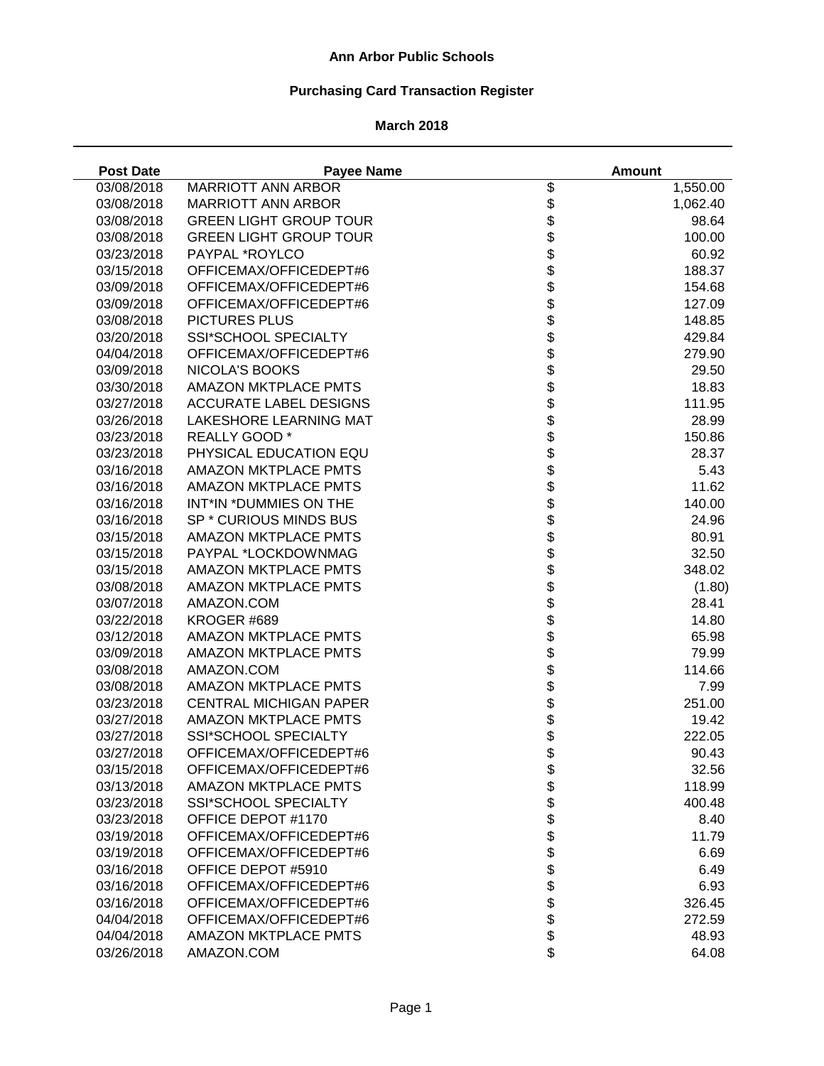# Ann Arbor Public Schools

## Purchasing Card Transaction Register

### March 2018

| Post Date | Payee Name | Amount |
|---|---|---|
| 03/08/2018 | MARRIOTT ANN ARBOR | $ 1,550.00 |
| 03/08/2018 | MARRIOTT ANN ARBOR | $ 1,062.40 |
| 03/08/2018 | GREEN LIGHT GROUP TOUR | $ 98.64 |
| 03/08/2018 | GREEN LIGHT GROUP TOUR | $ 100.00 |
| 03/23/2018 | PAYPAL *ROYLCO | $ 60.92 |
| 03/15/2018 | OFFICEMAX/OFFICEDEPT#6 | $ 188.37 |
| 03/09/2018 | OFFICEMAX/OFFICEDEPT#6 | $ 154.68 |
| 03/09/2018 | OFFICEMAX/OFFICEDEPT#6 | $ 127.09 |
| 03/08/2018 | PICTURES PLUS | $ 148.85 |
| 03/20/2018 | SSI*SCHOOL SPECIALTY | $ 429.84 |
| 04/04/2018 | OFFICEMAX/OFFICEDEPT#6 | $ 279.90 |
| 03/09/2018 | NICOLA'S BOOKS | $ 29.50 |
| 03/30/2018 | AMAZON MKTPLACE PMTS | $ 18.83 |
| 03/27/2018 | ACCURATE LABEL DESIGNS | $ 111.95 |
| 03/26/2018 | LAKESHORE LEARNING MAT | $ 28.99 |
| 03/23/2018 | REALLY GOOD * | $ 150.86 |
| 03/23/2018 | PHYSICAL EDUCATION EQU | $ 28.37 |
| 03/16/2018 | AMAZON MKTPLACE PMTS | $ 5.43 |
| 03/16/2018 | AMAZON MKTPLACE PMTS | $ 11.62 |
| 03/16/2018 | INT*IN *DUMMIES ON THE | $ 140.00 |
| 03/16/2018 | SP * CURIOUS MINDS BUS | $ 24.96 |
| 03/15/2018 | AMAZON MKTPLACE PMTS | $ 80.91 |
| 03/15/2018 | PAYPAL *LOCKDOWNMAG | $ 32.50 |
| 03/15/2018 | AMAZON MKTPLACE PMTS | $ 348.02 |
| 03/08/2018 | AMAZON MKTPLACE PMTS | $ (1.80) |
| 03/07/2018 | AMAZON.COM | $ 28.41 |
| 03/22/2018 | KROGER #689 | $ 14.80 |
| 03/12/2018 | AMAZON MKTPLACE PMTS | $ 65.98 |
| 03/09/2018 | AMAZON MKTPLACE PMTS | $ 79.99 |
| 03/08/2018 | AMAZON.COM | $ 114.66 |
| 03/08/2018 | AMAZON MKTPLACE PMTS | $ 7.99 |
| 03/23/2018 | CENTRAL MICHIGAN PAPER | $ 251.00 |
| 03/27/2018 | AMAZON MKTPLACE PMTS | $ 19.42 |
| 03/27/2018 | SSI*SCHOOL SPECIALTY | $ 222.05 |
| 03/27/2018 | OFFICEMAX/OFFICEDEPT#6 | $ 90.43 |
| 03/15/2018 | OFFICEMAX/OFFICEDEPT#6 | $ 32.56 |
| 03/13/2018 | AMAZON MKTPLACE PMTS | $ 118.99 |
| 03/23/2018 | SSI*SCHOOL SPECIALTY | $ 400.48 |
| 03/23/2018 | OFFICE DEPOT #1170 | $ 8.40 |
| 03/19/2018 | OFFICEMAX/OFFICEDEPT#6 | $ 11.79 |
| 03/19/2018 | OFFICEMAX/OFFICEDEPT#6 | $ 6.69 |
| 03/16/2018 | OFFICE DEPOT #5910 | $ 6.49 |
| 03/16/2018 | OFFICEMAX/OFFICEDEPT#6 | $ 6.93 |
| 03/16/2018 | OFFICEMAX/OFFICEDEPT#6 | $ 326.45 |
| 04/04/2018 | OFFICEMAX/OFFICEDEPT#6 | $ 272.59 |
| 04/04/2018 | AMAZON MKTPLACE PMTS | $ 48.93 |
| 03/26/2018 | AMAZON.COM | $ 64.08 |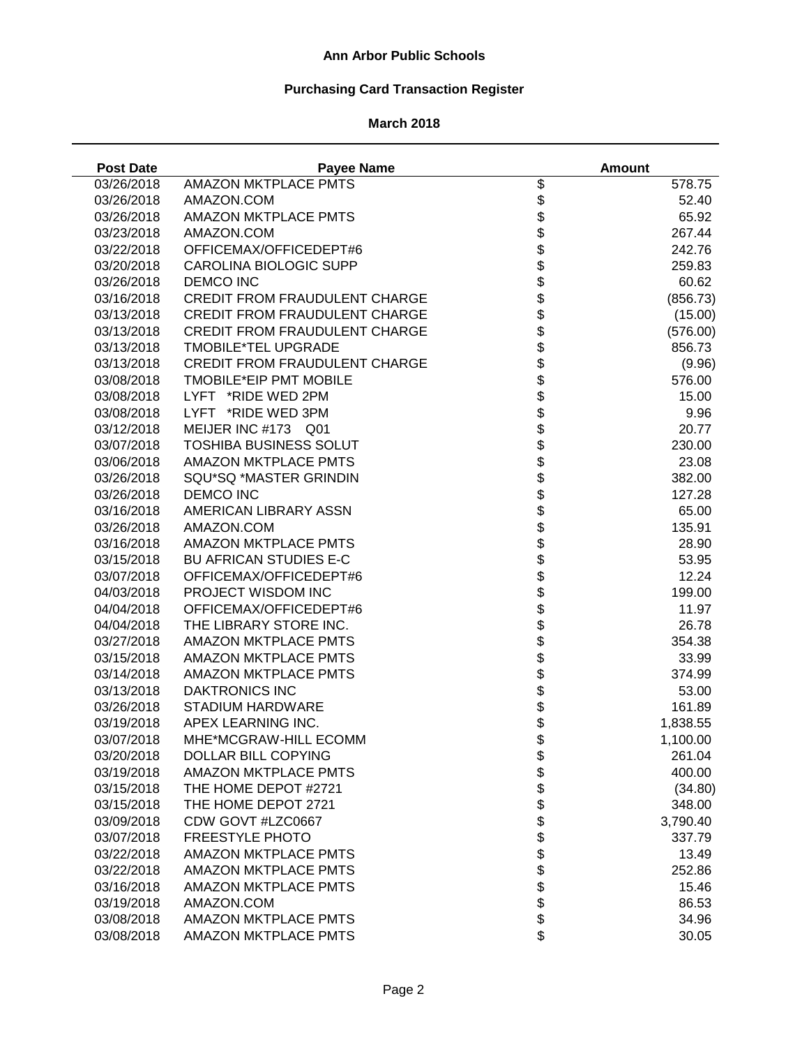**Ann Arbor Public Schools**

**Purchasing Card Transaction Register**

**March 2018**

| Post Date | Payee Name | | Amount |
|---|---|---|---|
| 03/26/2018 | AMAZON MKTPLACE PMTS | $ | 578.75 |
| 03/26/2018 | AMAZON.COM | $ | 52.40 |
| 03/26/2018 | AMAZON MKTPLACE PMTS | $ | 65.92 |
| 03/23/2018 | AMAZON.COM | $ | 267.44 |
| 03/22/2018 | OFFICEMAX/OFFICEDEPT#6 | $ | 242.76 |
| 03/20/2018 | CAROLINA BIOLOGIC SUPP | $ | 259.83 |
| 03/26/2018 | DEMCO INC | $ | 60.62 |
| 03/16/2018 | CREDIT FROM FRAUDULENT CHARGE | $ | (856.73) |
| 03/13/2018 | CREDIT FROM FRAUDULENT CHARGE | $ | (15.00) |
| 03/13/2018 | CREDIT FROM FRAUDULENT CHARGE | $ | (576.00) |
| 03/13/2018 | TMOBILE*TEL UPGRADE | $ | 856.73 |
| 03/13/2018 | CREDIT FROM FRAUDULENT CHARGE | $ | (9.96) |
| 03/08/2018 | TMOBILE*EIP PMT MOBILE | $ | 576.00 |
| 03/08/2018 | LYFT *RIDE WED 2PM | $ | 15.00 |
| 03/08/2018 | LYFT *RIDE WED 3PM | $ | 9.96 |
| 03/12/2018 | MEIJER INC #173 Q01 | $ | 20.77 |
| 03/07/2018 | TOSHIBA BUSINESS SOLUT | $ | 230.00 |
| 03/06/2018 | AMAZON MKTPLACE PMTS | $ | 23.08 |
| 03/26/2018 | SQU*SQ *MASTER GRINDIN | $ | 382.00 |
| 03/26/2018 | DEMCO INC | $ | 127.28 |
| 03/16/2018 | AMERICAN LIBRARY ASSN | $ | 65.00 |
| 03/26/2018 | AMAZON.COM | $ | 135.91 |
| 03/16/2018 | AMAZON MKTPLACE PMTS | $ | 28.90 |
| 03/15/2018 | BU AFRICAN STUDIES E-C | $ | 53.95 |
| 03/07/2018 | OFFICEMAX/OFFICEDEPT#6 | $ | 12.24 |
| 04/03/2018 | PROJECT WISDOM INC | $ | 199.00 |
| 04/04/2018 | OFFICEMAX/OFFICEDEPT#6 | $ | 11.97 |
| 04/04/2018 | THE LIBRARY STORE INC. | $ | 26.78 |
| 03/27/2018 | AMAZON MKTPLACE PMTS | $ | 354.38 |
| 03/15/2018 | AMAZON MKTPLACE PMTS | $ | 33.99 |
| 03/14/2018 | AMAZON MKTPLACE PMTS | $ | 374.99 |
| 03/13/2018 | DAKTRONICS INC | $ | 53.00 |
| 03/26/2018 | STADIUM HARDWARE | $ | 161.89 |
| 03/19/2018 | APEX LEARNING INC. | $ | 1,838.55 |
| 03/07/2018 | MHE*MCGRAW-HILL ECOMM | $ | 1,100.00 |
| 03/20/2018 | DOLLAR BILL COPYING | $ | 261.04 |
| 03/19/2018 | AMAZON MKTPLACE PMTS | $ | 400.00 |
| 03/15/2018 | THE HOME DEPOT #2721 | $ | (34.80) |
| 03/15/2018 | THE HOME DEPOT 2721 | $ | 348.00 |
| 03/09/2018 | CDW GOVT #LZC0667 | $ | 3,790.40 |
| 03/07/2018 | FREESTYLE PHOTO | $ | 337.79 |
| 03/22/2018 | AMAZON MKTPLACE PMTS | $ | 13.49 |
| 03/22/2018 | AMAZON MKTPLACE PMTS | $ | 252.86 |
| 03/16/2018 | AMAZON MKTPLACE PMTS | $ | 15.46 |
| 03/19/2018 | AMAZON.COM | $ | 86.53 |
| 03/08/2018 | AMAZON MKTPLACE PMTS | $ | 34.96 |
| 03/08/2018 | AMAZON MKTPLACE PMTS | $ | 30.05 |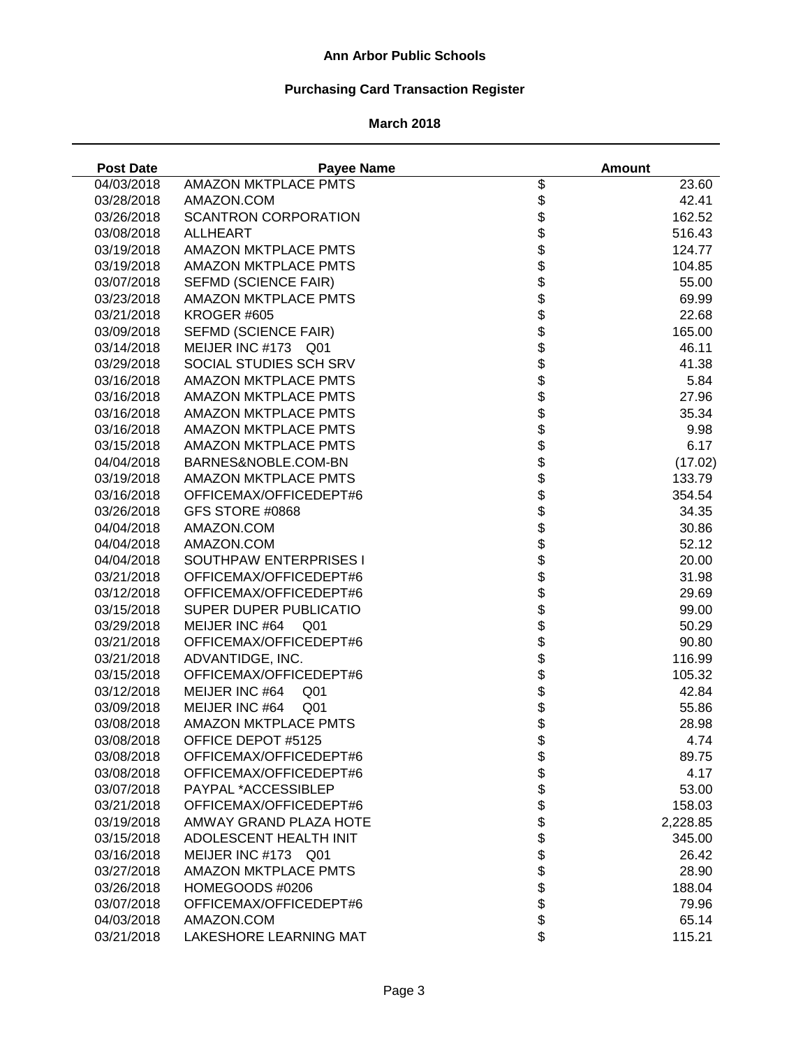**Ann Arbor Public Schools**

**Purchasing Card Transaction Register**

**March 2018**

| Post Date | Payee Name | | Amount |
|---|---|---|---|
| 04/03/2018 | AMAZON MKTPLACE PMTS | $ | 23.60 |
| 03/28/2018 | AMAZON.COM | $ | 42.41 |
| 03/26/2018 | SCANTRON CORPORATION | $ | 162.52 |
| 03/08/2018 | ALLHEART | $ | 516.43 |
| 03/19/2018 | AMAZON MKTPLACE PMTS | $ | 124.77 |
| 03/19/2018 | AMAZON MKTPLACE PMTS | $ | 104.85 |
| 03/07/2018 | SEFMD (SCIENCE FAIR) | $ | 55.00 |
| 03/23/2018 | AMAZON MKTPLACE PMTS | $ | 69.99 |
| 03/21/2018 | KROGER #605 | $ | 22.68 |
| 03/09/2018 | SEFMD (SCIENCE FAIR) | $ | 165.00 |
| 03/14/2018 | MEIJER INC #173 Q01 | $ | 46.11 |
| 03/29/2018 | SOCIAL STUDIES SCH SRV | $ | 41.38 |
| 03/16/2018 | AMAZON MKTPLACE PMTS | $ | 5.84 |
| 03/16/2018 | AMAZON MKTPLACE PMTS | $ | 27.96 |
| 03/16/2018 | AMAZON MKTPLACE PMTS | $ | 35.34 |
| 03/16/2018 | AMAZON MKTPLACE PMTS | $ | 9.98 |
| 03/15/2018 | AMAZON MKTPLACE PMTS | $ | 6.17 |
| 04/04/2018 | BARNES&NOBLE.COM-BN | $ | (17.02) |
| 03/19/2018 | AMAZON MKTPLACE PMTS | $ | 133.79 |
| 03/16/2018 | OFFICEMAX/OFFICEDEPT#6 | $ | 354.54 |
| 03/26/2018 | GFS STORE #0868 | $ | 34.35 |
| 04/04/2018 | AMAZON.COM | $ | 30.86 |
| 04/04/2018 | AMAZON.COM | $ | 52.12 |
| 04/04/2018 | SOUTHPAW ENTERPRISES I | $ | 20.00 |
| 03/21/2018 | OFFICEMAX/OFFICEDEPT#6 | $ | 31.98 |
| 03/12/2018 | OFFICEMAX/OFFICEDEPT#6 | $ | 29.69 |
| 03/15/2018 | SUPER DUPER PUBLICATIO | $ | 99.00 |
| 03/29/2018 | MEIJER INC #64 Q01 | $ | 50.29 |
| 03/21/2018 | OFFICEMAX/OFFICEDEPT#6 | $ | 90.80 |
| 03/21/2018 | ADVANTIDGE, INC. | $ | 116.99 |
| 03/15/2018 | OFFICEMAX/OFFICEDEPT#6 | $ | 105.32 |
| 03/12/2018 | MEIJER INC #64 Q01 | $ | 42.84 |
| 03/09/2018 | MEIJER INC #64 Q01 | $ | 55.86 |
| 03/08/2018 | AMAZON MKTPLACE PMTS | $ | 28.98 |
| 03/08/2018 | OFFICE DEPOT #5125 | $ | 4.74 |
| 03/08/2018 | OFFICEMAX/OFFICEDEPT#6 | $ | 89.75 |
| 03/08/2018 | OFFICEMAX/OFFICEDEPT#6 | $ | 4.17 |
| 03/07/2018 | PAYPAL *ACCESSIBLEP | $ | 53.00 |
| 03/21/2018 | OFFICEMAX/OFFICEDEPT#6 | $ | 158.03 |
| 03/19/2018 | AMWAY GRAND PLAZA HOTE | $ | 2,228.85 |
| 03/15/2018 | ADOLESCENT HEALTH INIT | $ | 345.00 |
| 03/16/2018 | MEIJER INC #173 Q01 | $ | 26.42 |
| 03/27/2018 | AMAZON MKTPLACE PMTS | $ | 28.90 |
| 03/26/2018 | HOMEGOODS #0206 | $ | 188.04 |
| 03/07/2018 | OFFICEMAX/OFFICEDEPT#6 | $ | 79.96 |
| 04/03/2018 | AMAZON.COM | $ | 65.14 |
| 03/21/2018 | LAKESHORE LEARNING MAT | $ | 115.21 |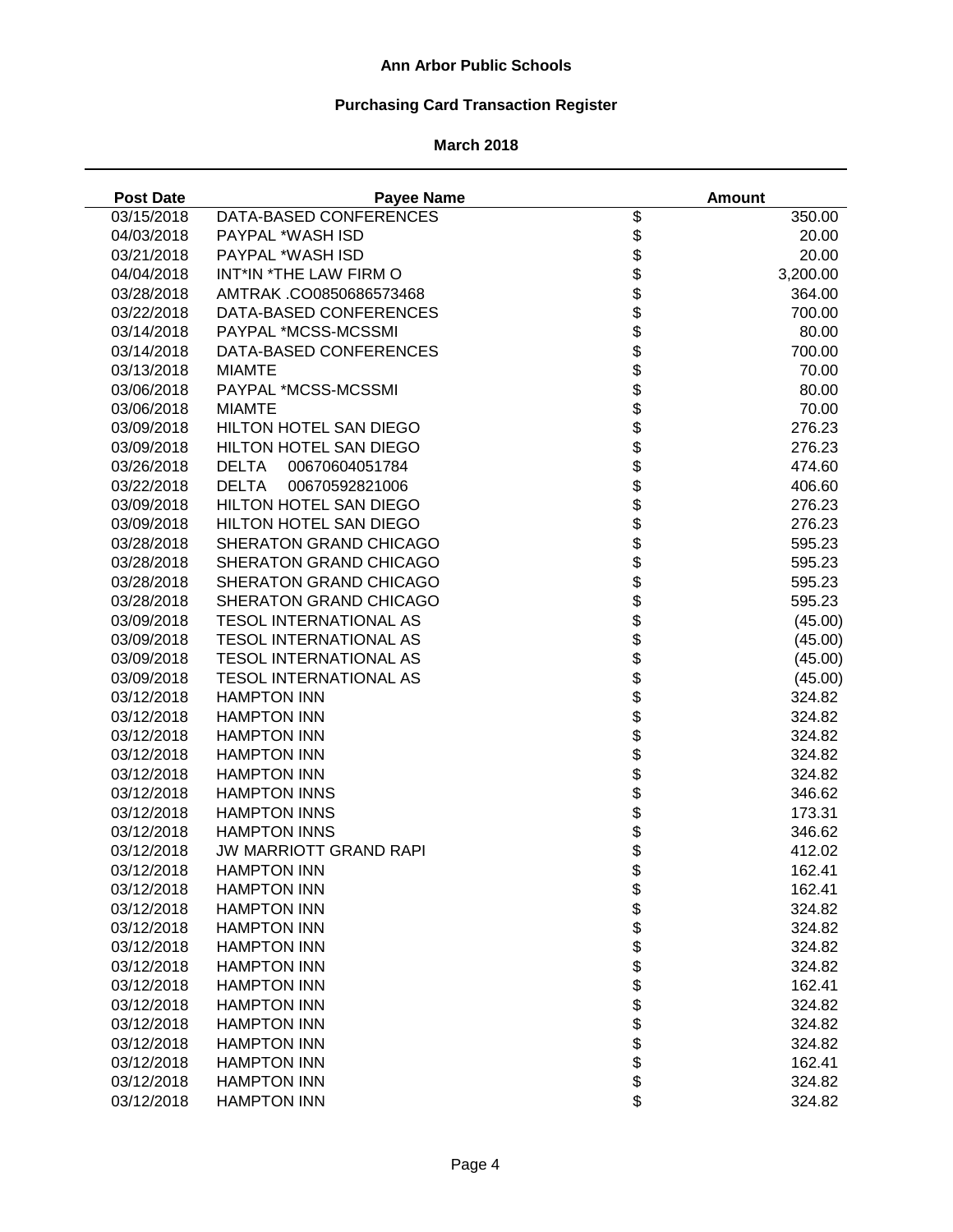**Ann Arbor Public Schools**

**Purchasing Card Transaction Register**

**March 2018**

| Post Date | Payee Name | | Amount |
|---|---|---|---|
| 03/15/2018 | DATA-BASED CONFERENCES | $ | 350.00 |
| 04/03/2018 | PAYPAL *WASH ISD | $ | 20.00 |
| 03/21/2018 | PAYPAL *WASH ISD | $ | 20.00 |
| 04/04/2018 | INT*IN *THE LAW FIRM O | $ | 3,200.00 |
| 03/28/2018 | AMTRAK .CO0850686573468 | $ | 364.00 |
| 03/22/2018 | DATA-BASED CONFERENCES | $ | 700.00 |
| 03/14/2018 | PAYPAL *MCSS-MCSSMI | $ | 80.00 |
| 03/14/2018 | DATA-BASED CONFERENCES | $ | 700.00 |
| 03/13/2018 | MIAMTE | $ | 70.00 |
| 03/06/2018 | PAYPAL *MCSS-MCSSMI | $ | 80.00 |
| 03/06/2018 | MIAMTE | $ | 70.00 |
| 03/09/2018 | HILTON HOTEL SAN DIEGO | $ | 276.23 |
| 03/09/2018 | HILTON HOTEL SAN DIEGO | $ | 276.23 |
| 03/26/2018 | DELTA 00670604051784 | $ | 474.60 |
| 03/22/2018 | DELTA 00670592821006 | $ | 406.60 |
| 03/09/2018 | HILTON HOTEL SAN DIEGO | $ | 276.23 |
| 03/09/2018 | HILTON HOTEL SAN DIEGO | $ | 276.23 |
| 03/28/2018 | SHERATON GRAND CHICAGO | $ | 595.23 |
| 03/28/2018 | SHERATON GRAND CHICAGO | $ | 595.23 |
| 03/28/2018 | SHERATON GRAND CHICAGO | $ | 595.23 |
| 03/28/2018 | SHERATON GRAND CHICAGO | $ | 595.23 |
| 03/09/2018 | TESOL INTERNATIONAL AS | $ | (45.00) |
| 03/09/2018 | TESOL INTERNATIONAL AS | $ | (45.00) |
| 03/09/2018 | TESOL INTERNATIONAL AS | $ | (45.00) |
| 03/09/2018 | TESOL INTERNATIONAL AS | $ | (45.00) |
| 03/12/2018 | HAMPTON INN | $ | 324.82 |
| 03/12/2018 | HAMPTON INN | $ | 324.82 |
| 03/12/2018 | HAMPTON INN | $ | 324.82 |
| 03/12/2018 | HAMPTON INN | $ | 324.82 |
| 03/12/2018 | HAMPTON INN | $ | 324.82 |
| 03/12/2018 | HAMPTON INNS | $ | 346.62 |
| 03/12/2018 | HAMPTON INNS | $ | 173.31 |
| 03/12/2018 | HAMPTON INNS | $ | 346.62 |
| 03/12/2018 | JW MARRIOTT GRAND RAPI | $ | 412.02 |
| 03/12/2018 | HAMPTON INN | $ | 162.41 |
| 03/12/2018 | HAMPTON INN | $ | 162.41 |
| 03/12/2018 | HAMPTON INN | $ | 324.82 |
| 03/12/2018 | HAMPTON INN | $ | 324.82 |
| 03/12/2018 | HAMPTON INN | $ | 324.82 |
| 03/12/2018 | HAMPTON INN | $ | 324.82 |
| 03/12/2018 | HAMPTON INN | $ | 162.41 |
| 03/12/2018 | HAMPTON INN | $ | 324.82 |
| 03/12/2018 | HAMPTON INN | $ | 324.82 |
| 03/12/2018 | HAMPTON INN | $ | 324.82 |
| 03/12/2018 | HAMPTON INN | $ | 162.41 |
| 03/12/2018 | HAMPTON INN | $ | 324.82 |
| 03/12/2018 | HAMPTON INN | $ | 324.82 |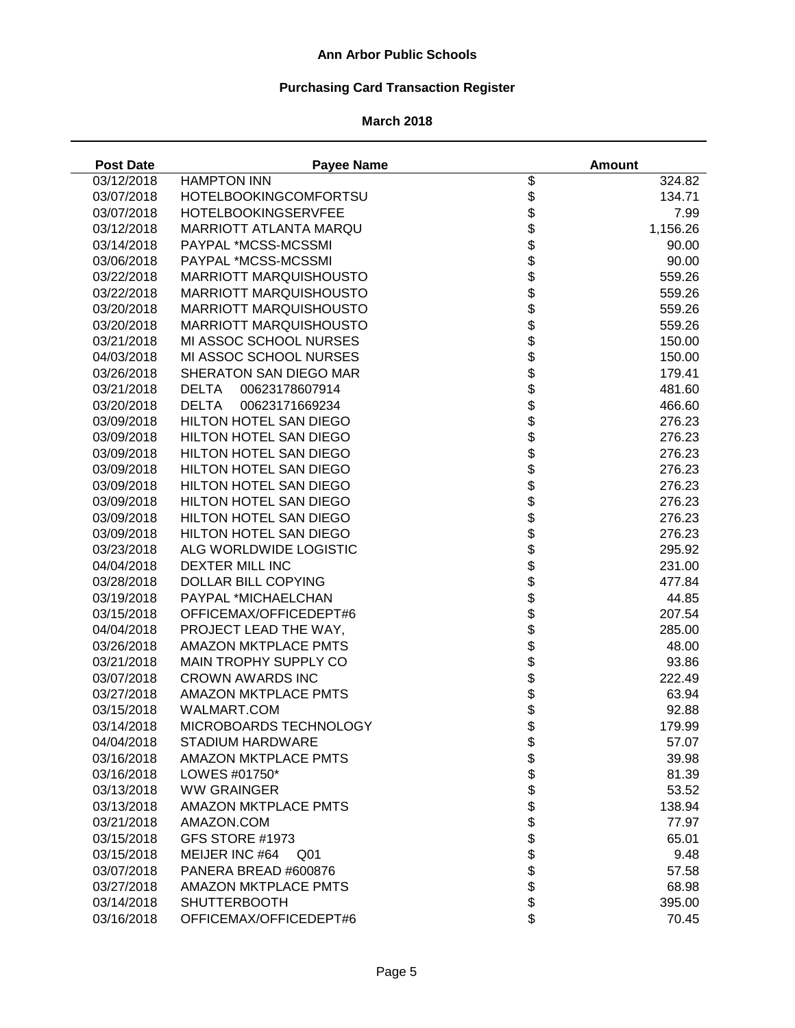**Ann Arbor Public Schools**

**Purchasing Card Transaction Register**

**March 2018**

| Post Date | Payee Name | Amount |
|---|---|---|
| 03/12/2018 | HAMPTON INN | $ 324.82 |
| 03/07/2018 | HOTELBOOKINGCOMFORTSU | $ 134.71 |
| 03/07/2018 | HOTELBOOKINGSERVFEE | $ 7.99 |
| 03/12/2018 | MARRIOTT ATLANTA MARQU | $ 1,156.26 |
| 03/14/2018 | PAYPAL *MCSS-MCSSMI | $ 90.00 |
| 03/06/2018 | PAYPAL *MCSS-MCSSMI | $ 90.00 |
| 03/22/2018 | MARRIOTT MARQUISHOUSTO | $ 559.26 |
| 03/22/2018 | MARRIOTT MARQUISHOUSTO | $ 559.26 |
| 03/20/2018 | MARRIOTT MARQUISHOUSTO | $ 559.26 |
| 03/20/2018 | MARRIOTT MARQUISHOUSTO | $ 559.26 |
| 03/21/2018 | MI ASSOC SCHOOL NURSES | $ 150.00 |
| 04/03/2018 | MI ASSOC SCHOOL NURSES | $ 150.00 |
| 03/26/2018 | SHERATON SAN DIEGO MAR | $ 179.41 |
| 03/21/2018 | DELTA 00623178607914 | $ 481.60 |
| 03/20/2018 | DELTA 00623171669234 | $ 466.60 |
| 03/09/2018 | HILTON HOTEL SAN DIEGO | $ 276.23 |
| 03/09/2018 | HILTON HOTEL SAN DIEGO | $ 276.23 |
| 03/09/2018 | HILTON HOTEL SAN DIEGO | $ 276.23 |
| 03/09/2018 | HILTON HOTEL SAN DIEGO | $ 276.23 |
| 03/09/2018 | HILTON HOTEL SAN DIEGO | $ 276.23 |
| 03/09/2018 | HILTON HOTEL SAN DIEGO | $ 276.23 |
| 03/09/2018 | HILTON HOTEL SAN DIEGO | $ 276.23 |
| 03/09/2018 | HILTON HOTEL SAN DIEGO | $ 276.23 |
| 03/23/2018 | ALG WORLDWIDE LOGISTIC | $ 295.92 |
| 04/04/2018 | DEXTER MILL INC | $ 231.00 |
| 03/28/2018 | DOLLAR BILL COPYING | $ 477.84 |
| 03/19/2018 | PAYPAL *MICHAELCHAN | $ 44.85 |
| 03/15/2018 | OFFICEMAX/OFFICEDEPT#6 | $ 207.54 |
| 04/04/2018 | PROJECT LEAD THE WAY, | $ 285.00 |
| 03/26/2018 | AMAZON MKTPLACE PMTS | $ 48.00 |
| 03/21/2018 | MAIN TROPHY SUPPLY CO | $ 93.86 |
| 03/07/2018 | CROWN AWARDS INC | $ 222.49 |
| 03/27/2018 | AMAZON MKTPLACE PMTS | $ 63.94 |
| 03/15/2018 | WALMART.COM | $ 92.88 |
| 03/14/2018 | MICROBOARDS TECHNOLOGY | $ 179.99 |
| 04/04/2018 | STADIUM HARDWARE | $ 57.07 |
| 03/16/2018 | AMAZON MKTPLACE PMTS | $ 39.98 |
| 03/16/2018 | LOWES #01750* | $ 81.39 |
| 03/13/2018 | WW GRAINGER | $ 53.52 |
| 03/13/2018 | AMAZON MKTPLACE PMTS | $ 138.94 |
| 03/21/2018 | AMAZON.COM | $ 77.97 |
| 03/15/2018 | GFS STORE #1973 | $ 65.01 |
| 03/15/2018 | MEIJER INC #64 Q01 | $ 9.48 |
| 03/07/2018 | PANERA BREAD #600876 | $ 57.58 |
| 03/27/2018 | AMAZON MKTPLACE PMTS | $ 68.98 |
| 03/14/2018 | SHUTTERBOOTH | $ 395.00 |
| 03/16/2018 | OFFICEMAX/OFFICEDEPT#6 | $ 70.45 |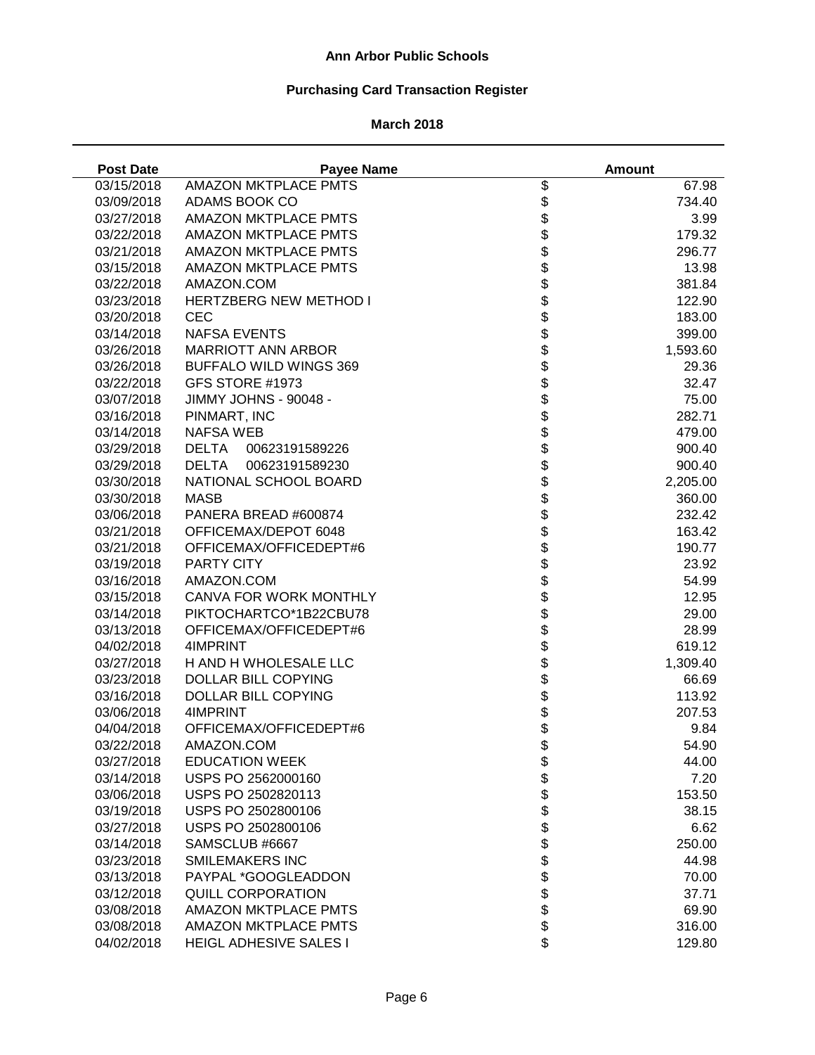# Ann Arbor Public Schools

## Purchasing Card Transaction Register

### March 2018

| Post Date | Payee Name | | Amount |
|---|---|---|---|
| 03/15/2018 | AMAZON MKTPLACE PMTS | $ | 67.98 |
| 03/09/2018 | ADAMS BOOK CO | $ | 734.40 |
| 03/27/2018 | AMAZON MKTPLACE PMTS | $ | 3.99 |
| 03/22/2018 | AMAZON MKTPLACE PMTS | $ | 179.32 |
| 03/21/2018 | AMAZON MKTPLACE PMTS | $ | 296.77 |
| 03/15/2018 | AMAZON MKTPLACE PMTS | $ | 13.98 |
| 03/22/2018 | AMAZON.COM | $ | 381.84 |
| 03/23/2018 | HERTZBERG NEW METHOD I | $ | 122.90 |
| 03/20/2018 | CEC | $ | 183.00 |
| 03/14/2018 | NAFSA EVENTS | $ | 399.00 |
| 03/26/2018 | MARRIOTT ANN ARBOR | $ | 1,593.60 |
| 03/26/2018 | BUFFALO WILD WINGS 369 | $ | 29.36 |
| 03/22/2018 | GFS STORE #1973 | $ | 32.47 |
| 03/07/2018 | JIMMY JOHNS - 90048 - | $ | 75.00 |
| 03/16/2018 | PINMART, INC | $ | 282.71 |
| 03/14/2018 | NAFSA WEB | $ | 479.00 |
| 03/29/2018 | DELTA 00623191589226 | $ | 900.40 |
| 03/29/2018 | DELTA 00623191589230 | $ | 900.40 |
| 03/30/2018 | NATIONAL SCHOOL BOARD | $ | 2,205.00 |
| 03/30/2018 | MASB | $ | 360.00 |
| 03/06/2018 | PANERA BREAD #600874 | $ | 232.42 |
| 03/21/2018 | OFFICEMAX/DEPOT 6048 | $ | 163.42 |
| 03/21/2018 | OFFICEMAX/OFFICEDEPT#6 | $ | 190.77 |
| 03/19/2018 | PARTY CITY | $ | 23.92 |
| 03/16/2018 | AMAZON.COM | $ | 54.99 |
| 03/15/2018 | CANVA FOR WORK MONTHLY | $ | 12.95 |
| 03/14/2018 | PIKTOCHARTCO*1B22CBU78 | $ | 29.00 |
| 03/13/2018 | OFFICEMAX/OFFICEDEPT#6 | $ | 28.99 |
| 04/02/2018 | 4IMPRINT | $ | 619.12 |
| 03/27/2018 | H AND H WHOLESALE LLC | $ | 1,309.40 |
| 03/23/2018 | DOLLAR BILL COPYING | $ | 66.69 |
| 03/16/2018 | DOLLAR BILL COPYING | $ | 113.92 |
| 03/06/2018 | 4IMPRINT | $ | 207.53 |
| 04/04/2018 | OFFICEMAX/OFFICEDEPT#6 | $ | 9.84 |
| 03/22/2018 | AMAZON.COM | $ | 54.90 |
| 03/27/2018 | EDUCATION WEEK | $ | 44.00 |
| 03/14/2018 | USPS PO 2562000160 | $ | 7.20 |
| 03/06/2018 | USPS PO 2502820113 | $ | 153.50 |
| 03/19/2018 | USPS PO 2502800106 | $ | 38.15 |
| 03/27/2018 | USPS PO 2502800106 | $ | 6.62 |
| 03/14/2018 | SAMSCLUB #6667 | $ | 250.00 |
| 03/23/2018 | SMILEMAKERS INC | $ | 44.98 |
| 03/13/2018 | PAYPAL *GOOGLEADDON | $ | 70.00 |
| 03/12/2018 | QUILL CORPORATION | $ | 37.71 |
| 03/08/2018 | AMAZON MKTPLACE PMTS | $ | 69.90 |
| 03/08/2018 | AMAZON MKTPLACE PMTS | $ | 316.00 |
| 04/02/2018 | HEIGL ADHESIVE SALES I | $ | 129.80 |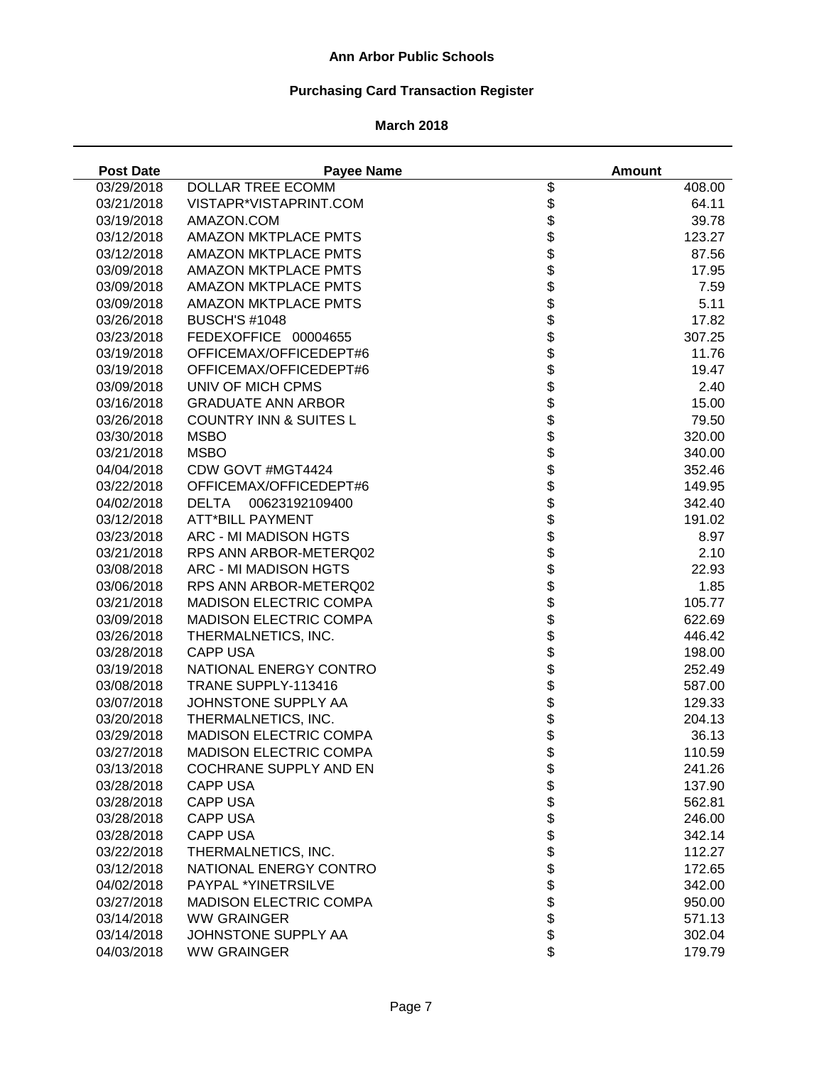# Ann Arbor Public Schools

## Purchasing Card Transaction Register

### March 2018

| Post Date | Payee Name | Amount |
|---|---|---|
| 03/29/2018 | DOLLAR TREE ECOMM | $ 408.00 |
| 03/21/2018 | VISTAPR*VISTAPRINT.COM | $ 64.11 |
| 03/19/2018 | AMAZON.COM | $ 39.78 |
| 03/12/2018 | AMAZON MKTPLACE PMTS | $ 123.27 |
| 03/12/2018 | AMAZON MKTPLACE PMTS | $ 87.56 |
| 03/09/2018 | AMAZON MKTPLACE PMTS | $ 17.95 |
| 03/09/2018 | AMAZON MKTPLACE PMTS | $ 7.59 |
| 03/09/2018 | AMAZON MKTPLACE PMTS | $ 5.11 |
| 03/26/2018 | BUSCH'S #1048 | $ 17.82 |
| 03/23/2018 | FEDEXOFFICE 00004655 | $ 307.25 |
| 03/19/2018 | OFFICEMAX/OFFICEDEPT#6 | $ 11.76 |
| 03/19/2018 | OFFICEMAX/OFFICEDEPT#6 | $ 19.47 |
| 03/09/2018 | UNIV OF MICH CPMS | $ 2.40 |
| 03/16/2018 | GRADUATE ANN ARBOR | $ 15.00 |
| 03/26/2018 | COUNTRY INN & SUITES L | $ 79.50 |
| 03/30/2018 | MSBO | $ 320.00 |
| 03/21/2018 | MSBO | $ 340.00 |
| 04/04/2018 | CDW GOVT #MGT4424 | $ 352.46 |
| 03/22/2018 | OFFICEMAX/OFFICEDEPT#6 | $ 149.95 |
| 04/02/2018 | DELTA 00623192109400 | $ 342.40 |
| 03/12/2018 | ATT*BILL PAYMENT | $ 191.02 |
| 03/23/2018 | ARC - MI MADISON HGTS | $ 8.97 |
| 03/21/2018 | RPS ANN ARBOR-METERQ02 | $ 2.10 |
| 03/08/2018 | ARC - MI MADISON HGTS | $ 22.93 |
| 03/06/2018 | RPS ANN ARBOR-METERQ02 | $ 1.85 |
| 03/21/2018 | MADISON ELECTRIC COMPA | $ 105.77 |
| 03/09/2018 | MADISON ELECTRIC COMPA | $ 622.69 |
| 03/26/2018 | THERMALNETICS, INC. | $ 446.42 |
| 03/28/2018 | CAPP USA | $ 198.00 |
| 03/19/2018 | NATIONAL ENERGY CONTRO | $ 252.49 |
| 03/08/2018 | TRANE SUPPLY-113416 | $ 587.00 |
| 03/07/2018 | JOHNSTONE SUPPLY AA | $ 129.33 |
| 03/20/2018 | THERMALNETICS, INC. | $ 204.13 |
| 03/29/2018 | MADISON ELECTRIC COMPA | $ 36.13 |
| 03/27/2018 | MADISON ELECTRIC COMPA | $ 110.59 |
| 03/13/2018 | COCHRANE SUPPLY AND EN | $ 241.26 |
| 03/28/2018 | CAPP USA | $ 137.90 |
| 03/28/2018 | CAPP USA | $ 562.81 |
| 03/28/2018 | CAPP USA | $ 246.00 |
| 03/28/2018 | CAPP USA | $ 342.14 |
| 03/22/2018 | THERMALNETICS, INC. | $ 112.27 |
| 03/12/2018 | NATIONAL ENERGY CONTRO | $ 172.65 |
| 04/02/2018 | PAYPAL *YINETRSILVE | $ 342.00 |
| 03/27/2018 | MADISON ELECTRIC COMPA | $ 950.00 |
| 03/14/2018 | WW GRAINGER | $ 571.13 |
| 03/14/2018 | JOHNSTONE SUPPLY AA | $ 302.04 |
| 04/03/2018 | WW GRAINGER | $ 179.79 |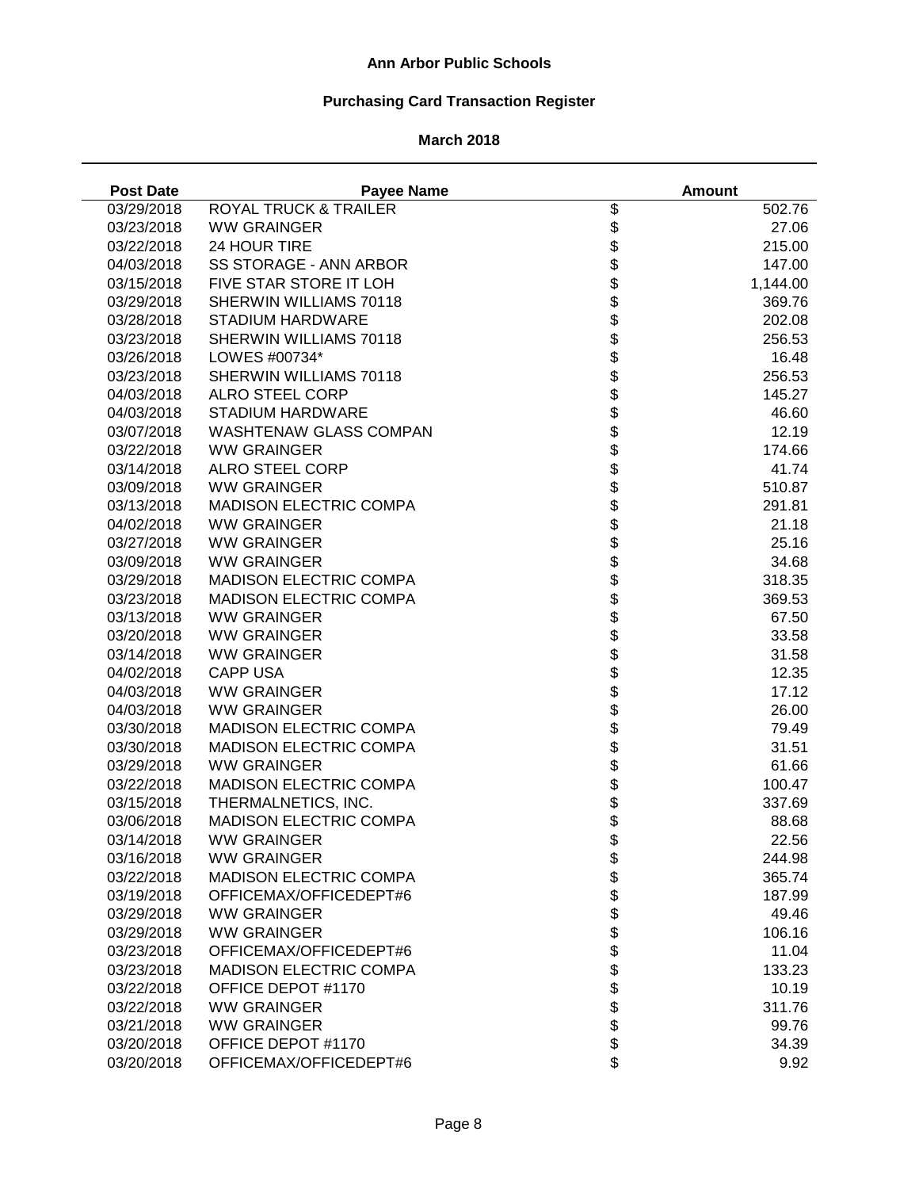**Ann Arbor Public Schools**

**Purchasing Card Transaction Register**

**March 2018**

| Post Date | Payee Name | Amount |
|---|---|---|
| 03/29/2018 | ROYAL TRUCK & TRAILER | $ 502.76 |
| 03/23/2018 | WW GRAINGER | $ 27.06 |
| 03/22/2018 | 24 HOUR TIRE | $ 215.00 |
| 04/03/2018 | SS STORAGE - ANN ARBOR | $ 147.00 |
| 03/15/2018 | FIVE STAR STORE IT LOH | $ 1,144.00 |
| 03/29/2018 | SHERWIN WILLIAMS 70118 | $ 369.76 |
| 03/28/2018 | STADIUM HARDWARE | $ 202.08 |
| 03/23/2018 | SHERWIN WILLIAMS 70118 | $ 256.53 |
| 03/26/2018 | LOWES #00734* | $ 16.48 |
| 03/23/2018 | SHERWIN WILLIAMS 70118 | $ 256.53 |
| 04/03/2018 | ALRO STEEL CORP | $ 145.27 |
| 04/03/2018 | STADIUM HARDWARE | $ 46.60 |
| 03/07/2018 | WASHTENAW GLASS COMPAN | $ 12.19 |
| 03/22/2018 | WW GRAINGER | $ 174.66 |
| 03/14/2018 | ALRO STEEL CORP | $ 41.74 |
| 03/09/2018 | WW GRAINGER | $ 510.87 |
| 03/13/2018 | MADISON ELECTRIC COMPA | $ 291.81 |
| 04/02/2018 | WW GRAINGER | $ 21.18 |
| 03/27/2018 | WW GRAINGER | $ 25.16 |
| 03/09/2018 | WW GRAINGER | $ 34.68 |
| 03/29/2018 | MADISON ELECTRIC COMPA | $ 318.35 |
| 03/23/2018 | MADISON ELECTRIC COMPA | $ 369.53 |
| 03/13/2018 | WW GRAINGER | $ 67.50 |
| 03/20/2018 | WW GRAINGER | $ 33.58 |
| 03/14/2018 | WW GRAINGER | $ 31.58 |
| 04/02/2018 | CAPP USA | $ 12.35 |
| 04/03/2018 | WW GRAINGER | $ 17.12 |
| 04/03/2018 | WW GRAINGER | $ 26.00 |
| 03/30/2018 | MADISON ELECTRIC COMPA | $ 79.49 |
| 03/30/2018 | MADISON ELECTRIC COMPA | $ 31.51 |
| 03/29/2018 | WW GRAINGER | $ 61.66 |
| 03/22/2018 | MADISON ELECTRIC COMPA | $ 100.47 |
| 03/15/2018 | THERMALNETICS, INC. | $ 337.69 |
| 03/06/2018 | MADISON ELECTRIC COMPA | $ 88.68 |
| 03/14/2018 | WW GRAINGER | $ 22.56 |
| 03/16/2018 | WW GRAINGER | $ 244.98 |
| 03/22/2018 | MADISON ELECTRIC COMPA | $ 365.74 |
| 03/19/2018 | OFFICEMAX/OFFICEDEPT#6 | $ 187.99 |
| 03/29/2018 | WW GRAINGER | $ 49.46 |
| 03/29/2018 | WW GRAINGER | $ 106.16 |
| 03/23/2018 | OFFICEMAX/OFFICEDEPT#6 | $ 11.04 |
| 03/23/2018 | MADISON ELECTRIC COMPA | $ 133.23 |
| 03/22/2018 | OFFICE DEPOT #1170 | $ 10.19 |
| 03/22/2018 | WW GRAINGER | $ 311.76 |
| 03/21/2018 | WW GRAINGER | $ 99.76 |
| 03/20/2018 | OFFICE DEPOT #1170 | $ 34.39 |
| 03/20/2018 | OFFICEMAX/OFFICEDEPT#6 | $ 9.92 |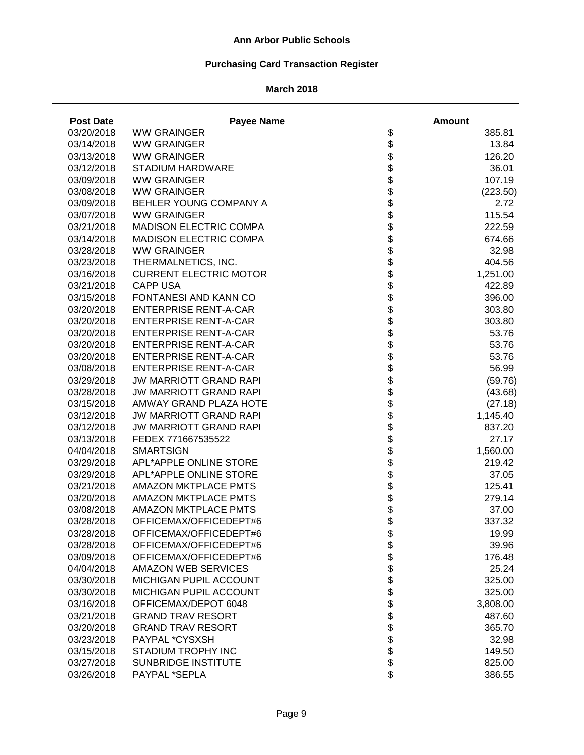# Ann Arbor Public Schools

## Purchasing Card Transaction Register

### March 2018

| Post Date | Payee Name | Amount |
|---|---|---|
| 03/20/2018 | WW GRAINGER | $ 385.81 |
| 03/14/2018 | WW GRAINGER | $ 13.84 |
| 03/13/2018 | WW GRAINGER | $ 126.20 |
| 03/12/2018 | STADIUM HARDWARE | $ 36.01 |
| 03/09/2018 | WW GRAINGER | $ 107.19 |
| 03/08/2018 | WW GRAINGER | $ (223.50) |
| 03/09/2018 | BEHLER YOUNG COMPANY A | $ 2.72 |
| 03/07/2018 | WW GRAINGER | $ 115.54 |
| 03/21/2018 | MADISON ELECTRIC COMPA | $ 222.59 |
| 03/14/2018 | MADISON ELECTRIC COMPA | $ 674.66 |
| 03/28/2018 | WW GRAINGER | $ 32.98 |
| 03/23/2018 | THERMALNETICS, INC. | $ 404.56 |
| 03/16/2018 | CURRENT ELECTRIC MOTOR | $ 1,251.00 |
| 03/21/2018 | CAPP USA | $ 422.89 |
| 03/15/2018 | FONTANESI AND KANN CO | $ 396.00 |
| 03/20/2018 | ENTERPRISE RENT-A-CAR | $ 303.80 |
| 03/20/2018 | ENTERPRISE RENT-A-CAR | $ 303.80 |
| 03/20/2018 | ENTERPRISE RENT-A-CAR | $ 53.76 |
| 03/20/2018 | ENTERPRISE RENT-A-CAR | $ 53.76 |
| 03/20/2018 | ENTERPRISE RENT-A-CAR | $ 53.76 |
| 03/08/2018 | ENTERPRISE RENT-A-CAR | $ 56.99 |
| 03/29/2018 | JW MARRIOTT GRAND RAPI | $ (59.76) |
| 03/28/2018 | JW MARRIOTT GRAND RAPI | $ (43.68) |
| 03/15/2018 | AMWAY GRAND PLAZA HOTE | $ (27.18) |
| 03/12/2018 | JW MARRIOTT GRAND RAPI | $ 1,145.40 |
| 03/12/2018 | JW MARRIOTT GRAND RAPI | $ 837.20 |
| 03/13/2018 | FEDEX 771667535522 | $ 27.17 |
| 04/04/2018 | SMARTSIGN | $ 1,560.00 |
| 03/29/2018 | APL*APPLE ONLINE STORE | $ 219.42 |
| 03/29/2018 | APL*APPLE ONLINE STORE | $ 37.05 |
| 03/21/2018 | AMAZON MKTPLACE PMTS | $ 125.41 |
| 03/20/2018 | AMAZON MKTPLACE PMTS | $ 279.14 |
| 03/08/2018 | AMAZON MKTPLACE PMTS | $ 37.00 |
| 03/28/2018 | OFFICEMAX/OFFICEDEPT#6 | $ 337.32 |
| 03/28/2018 | OFFICEMAX/OFFICEDEPT#6 | $ 19.99 |
| 03/28/2018 | OFFICEMAX/OFFICEDEPT#6 | $ 39.96 |
| 03/09/2018 | OFFICEMAX/OFFICEDEPT#6 | $ 176.48 |
| 04/04/2018 | AMAZON WEB SERVICES | $ 25.24 |
| 03/30/2018 | MICHIGAN PUPIL ACCOUNT | $ 325.00 |
| 03/30/2018 | MICHIGAN PUPIL ACCOUNT | $ 325.00 |
| 03/16/2018 | OFFICEMAX/DEPOT 6048 | $ 3,808.00 |
| 03/21/2018 | GRAND TRAV RESORT | $ 487.60 |
| 03/20/2018 | GRAND TRAV RESORT | $ 365.70 |
| 03/23/2018 | PAYPAL *CYSXSH | $ 32.98 |
| 03/15/2018 | STADIUM TROPHY INC | $ 149.50 |
| 03/27/2018 | SUNBRIDGE INSTITUTE | $ 825.00 |
| 03/26/2018 | PAYPAL *SEPLA | $ 386.55 |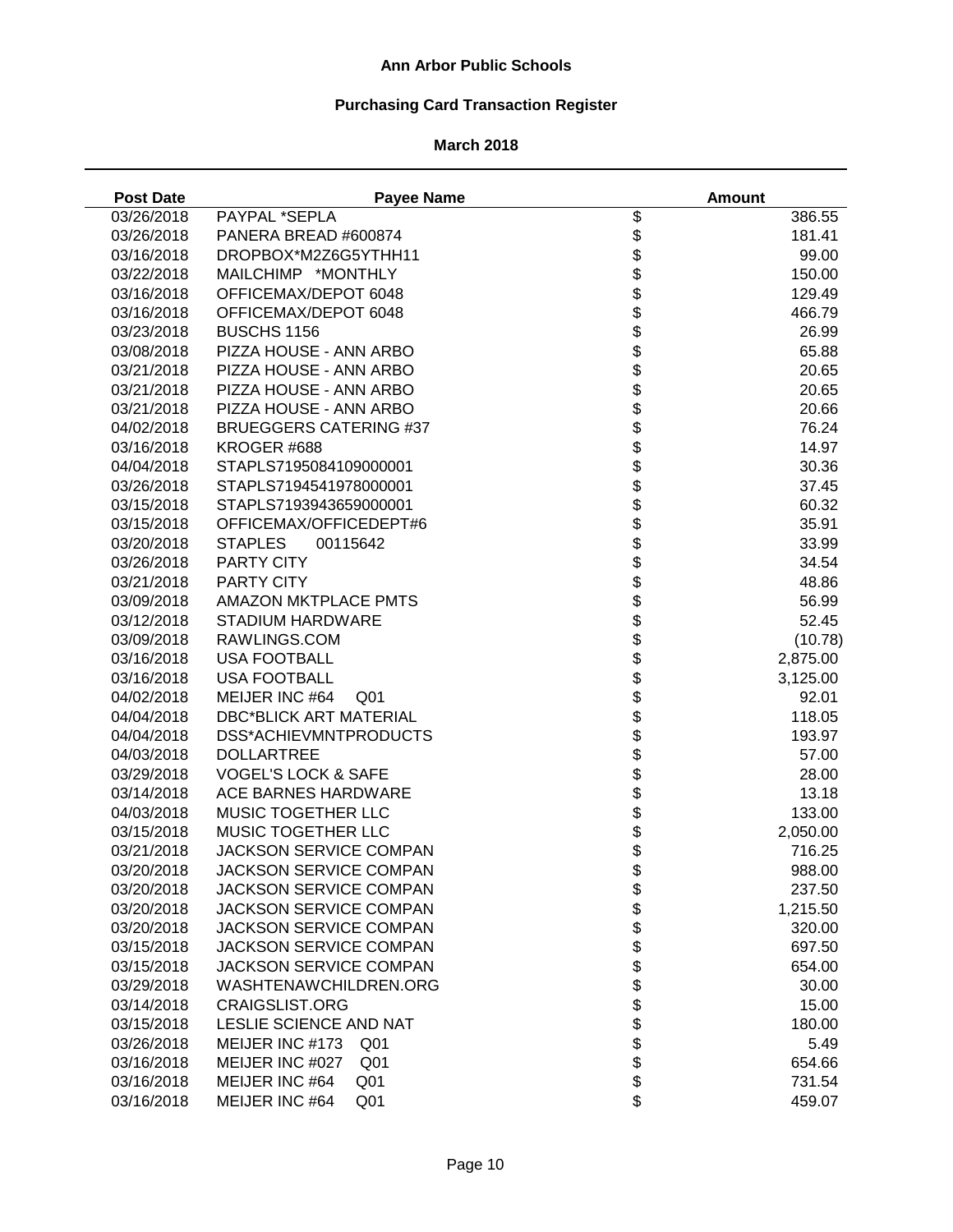# Ann Arbor Public Schools

## Purchasing Card Transaction Register

### March 2018

| Post Date | Payee Name | | Amount |
|---|---|---|---|
| 03/26/2018 | PAYPAL *SEPLA | $ | 386.55 |
| 03/26/2018 | PANERA BREAD #600874 | $ | 181.41 |
| 03/16/2018 | DROPBOX*M2Z6G5YTHH11 | $ | 99.00 |
| 03/22/2018 | MAILCHIMP *MONTHLY | $ | 150.00 |
| 03/16/2018 | OFFICEMAX/DEPOT 6048 | $ | 129.49 |
| 03/16/2018 | OFFICEMAX/DEPOT 6048 | $ | 466.79 |
| 03/23/2018 | BUSCHS 1156 | $ | 26.99 |
| 03/08/2018 | PIZZA HOUSE - ANN ARBO | $ | 65.88 |
| 03/21/2018 | PIZZA HOUSE - ANN ARBO | $ | 20.65 |
| 03/21/2018 | PIZZA HOUSE - ANN ARBO | $ | 20.65 |
| 03/21/2018 | PIZZA HOUSE - ANN ARBO | $ | 20.66 |
| 04/02/2018 | BRUEGGERS CATERING #37 | $ | 76.24 |
| 03/16/2018 | KROGER #688 | $ | 14.97 |
| 04/04/2018 | STAPLS7195084109000001 | $ | 30.36 |
| 03/26/2018 | STAPLS7194541978000001 | $ | 37.45 |
| 03/15/2018 | STAPLS7193943659000001 | $ | 60.32 |
| 03/15/2018 | OFFICEMAX/OFFICEDEPT#6 | $ | 35.91 |
| 03/20/2018 | STAPLES 00115642 | $ | 33.99 |
| 03/26/2018 | PARTY CITY | $ | 34.54 |
| 03/21/2018 | PARTY CITY | $ | 48.86 |
| 03/09/2018 | AMAZON MKTPLACE PMTS | $ | 56.99 |
| 03/12/2018 | STADIUM HARDWARE | $ | 52.45 |
| 03/09/2018 | RAWLINGS.COM | $ | (10.78) |
| 03/16/2018 | USA FOOTBALL | $ | 2,875.00 |
| 03/16/2018 | USA FOOTBALL | $ | 3,125.00 |
| 04/02/2018 | MEIJER INC #64 Q01 | $ | 92.01 |
| 04/04/2018 | DBC*BLICK ART MATERIAL | $ | 118.05 |
| 04/04/2018 | DSS*ACHIEVMNTPRODUCTS | $ | 193.97 |
| 04/03/2018 | DOLLARTREE | $ | 57.00 |
| 03/29/2018 | VOGEL'S LOCK & SAFE | $ | 28.00 |
| 03/14/2018 | ACE BARNES HARDWARE | $ | 13.18 |
| 04/03/2018 | MUSIC TOGETHER LLC | $ | 133.00 |
| 03/15/2018 | MUSIC TOGETHER LLC | $ | 2,050.00 |
| 03/21/2018 | JACKSON SERVICE COMPAN | $ | 716.25 |
| 03/20/2018 | JACKSON SERVICE COMPAN | $ | 988.00 |
| 03/20/2018 | JACKSON SERVICE COMPAN | $ | 237.50 |
| 03/20/2018 | JACKSON SERVICE COMPAN | $ | 1,215.50 |
| 03/20/2018 | JACKSON SERVICE COMPAN | $ | 320.00 |
| 03/15/2018 | JACKSON SERVICE COMPAN | $ | 697.50 |
| 03/15/2018 | JACKSON SERVICE COMPAN | $ | 654.00 |
| 03/29/2018 | WASHTENAWCHILDREN.ORG | $ | 30.00 |
| 03/14/2018 | CRAIGSLIST.ORG | $ | 15.00 |
| 03/15/2018 | LESLIE SCIENCE AND NAT | $ | 180.00 |
| 03/26/2018 | MEIJER INC #173 Q01 | $ | 5.49 |
| 03/16/2018 | MEIJER INC #027 Q01 | $ | 654.66 |
| 03/16/2018 | MEIJER INC #64 Q01 | $ | 731.54 |
| 03/16/2018 | MEIJER INC #64 Q01 | $ | 459.07 |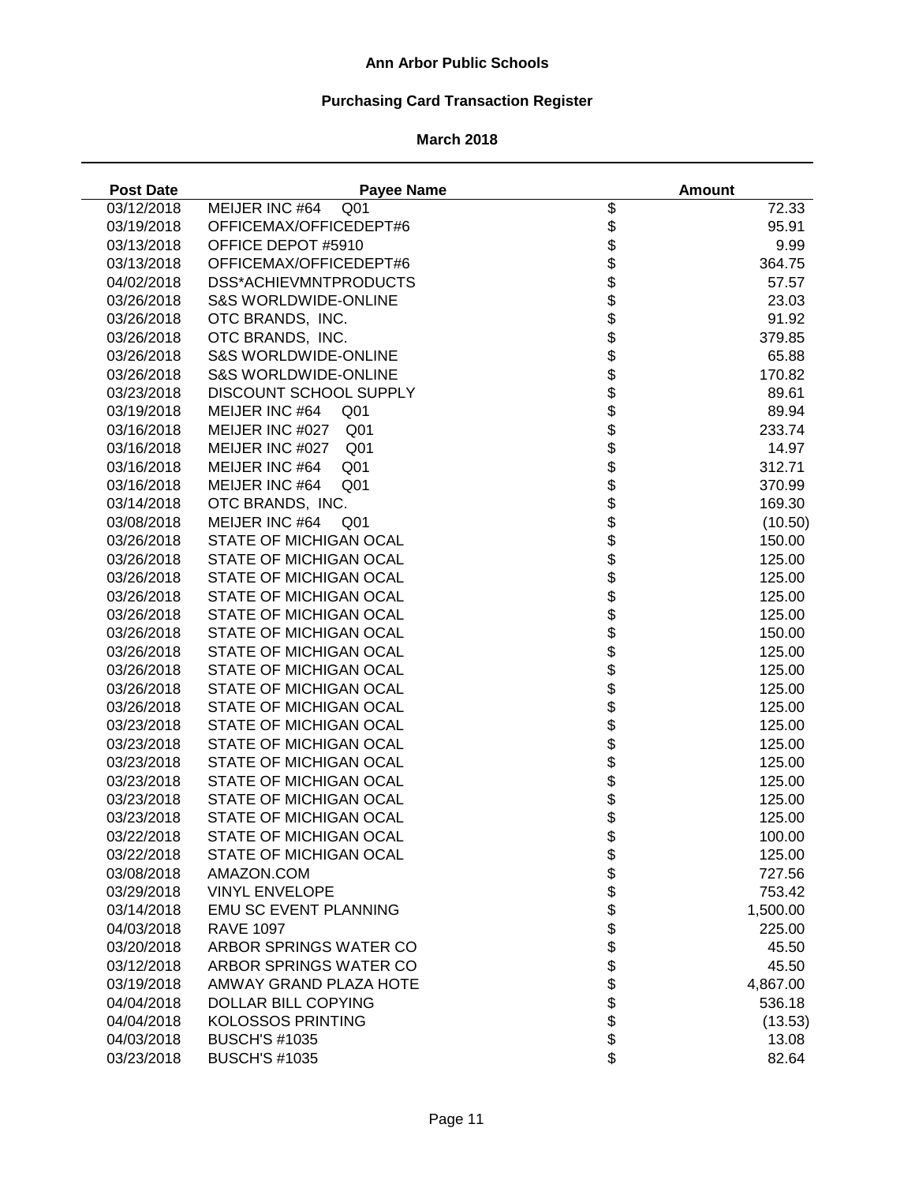**Ann Arbor Public Schools**

**Purchasing Card Transaction Register**

**March 2018**

| Post Date | Payee Name | | Amount |
|---|---|---|---|
| 03/12/2018 | MEIJER INC #64 Q01 | $ | 72.33 |
| 03/19/2018 | OFFICEMAX/OFFICEDEPT#6 | $ | 95.91 |
| 03/13/2018 | OFFICE DEPOT #5910 | $ | 9.99 |
| 03/13/2018 | OFFICEMAX/OFFICEDEPT#6 | $ | 364.75 |
| 04/02/2018 | DSS*ACHIEVMNTPRODUCTS | $ | 57.57 |
| 03/26/2018 | S&S WORLDWIDE-ONLINE | $ | 23.03 |
| 03/26/2018 | OTC BRANDS, INC. | $ | 91.92 |
| 03/26/2018 | OTC BRANDS, INC. | $ | 379.85 |
| 03/26/2018 | S&S WORLDWIDE-ONLINE | $ | 65.88 |
| 03/26/2018 | S&S WORLDWIDE-ONLINE | $ | 170.82 |
| 03/23/2018 | DISCOUNT SCHOOL SUPPLY | $ | 89.61 |
| 03/19/2018 | MEIJER INC #64 Q01 | $ | 89.94 |
| 03/16/2018 | MEIJER INC #027 Q01 | $ | 233.74 |
| 03/16/2018 | MEIJER INC #027 Q01 | $ | 14.97 |
| 03/16/2018 | MEIJER INC #64 Q01 | $ | 312.71 |
| 03/16/2018 | MEIJER INC #64 Q01 | $ | 370.99 |
| 03/14/2018 | OTC BRANDS, INC. | $ | 169.30 |
| 03/08/2018 | MEIJER INC #64 Q01 | $ | (10.50) |
| 03/26/2018 | STATE OF MICHIGAN OCAL | $ | 150.00 |
| 03/26/2018 | STATE OF MICHIGAN OCAL | $ | 125.00 |
| 03/26/2018 | STATE OF MICHIGAN OCAL | $ | 125.00 |
| 03/26/2018 | STATE OF MICHIGAN OCAL | $ | 125.00 |
| 03/26/2018 | STATE OF MICHIGAN OCAL | $ | 125.00 |
| 03/26/2018 | STATE OF MICHIGAN OCAL | $ | 150.00 |
| 03/26/2018 | STATE OF MICHIGAN OCAL | $ | 125.00 |
| 03/26/2018 | STATE OF MICHIGAN OCAL | $ | 125.00 |
| 03/26/2018 | STATE OF MICHIGAN OCAL | $ | 125.00 |
| 03/26/2018 | STATE OF MICHIGAN OCAL | $ | 125.00 |
| 03/23/2018 | STATE OF MICHIGAN OCAL | $ | 125.00 |
| 03/23/2018 | STATE OF MICHIGAN OCAL | $ | 125.00 |
| 03/23/2018 | STATE OF MICHIGAN OCAL | $ | 125.00 |
| 03/23/2018 | STATE OF MICHIGAN OCAL | $ | 125.00 |
| 03/23/2018 | STATE OF MICHIGAN OCAL | $ | 125.00 |
| 03/23/2018 | STATE OF MICHIGAN OCAL | $ | 125.00 |
| 03/22/2018 | STATE OF MICHIGAN OCAL | $ | 100.00 |
| 03/22/2018 | STATE OF MICHIGAN OCAL | $ | 125.00 |
| 03/08/2018 | AMAZON.COM | $ | 727.56 |
| 03/29/2018 | VINYL ENVELOPE | $ | 753.42 |
| 03/14/2018 | EMU SC EVENT PLANNING | $ | 1,500.00 |
| 04/03/2018 | RAVE 1097 | $ | 225.00 |
| 03/20/2018 | ARBOR SPRINGS WATER CO | $ | 45.50 |
| 03/12/2018 | ARBOR SPRINGS WATER CO | $ | 45.50 |
| 03/19/2018 | AMWAY GRAND PLAZA HOTE | $ | 4,867.00 |
| 04/04/2018 | DOLLAR BILL COPYING | $ | 536.18 |
| 04/04/2018 | KOLOSSOS PRINTING | $ | (13.53) |
| 04/03/2018 | BUSCH'S #1035 | $ | 13.08 |
| 03/23/2018 | BUSCH'S #1035 | $ | 82.64 |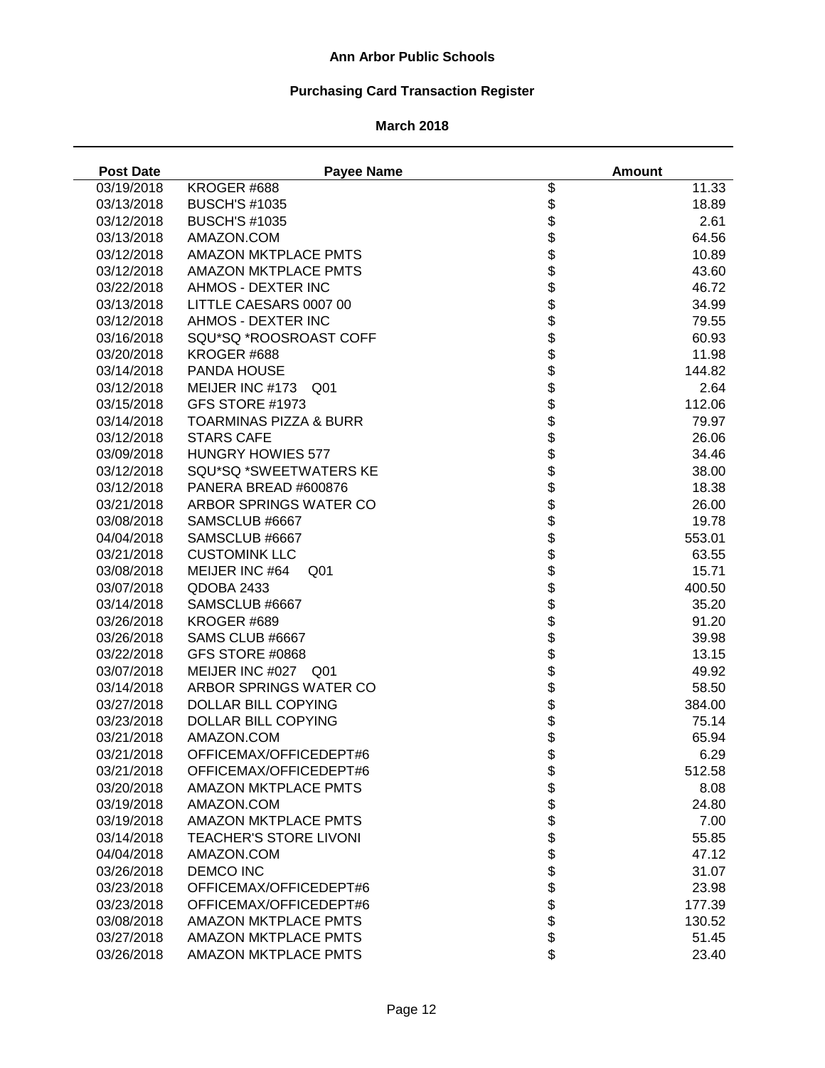# Ann Arbor Public Schools

## Purchasing Card Transaction Register

### March 2018

| Post Date | Payee Name | Amount |
|---|---|---|
| 03/19/2018 | KROGER #688 | $ 11.33 |
| 03/13/2018 | BUSCH'S #1035 | $ 18.89 |
| 03/12/2018 | BUSCH'S #1035 | $ 2.61 |
| 03/13/2018 | AMAZON.COM | $ 64.56 |
| 03/12/2018 | AMAZON MKTPLACE PMTS | $ 10.89 |
| 03/12/2018 | AMAZON MKTPLACE PMTS | $ 43.60 |
| 03/22/2018 | AHMOS - DEXTER INC | $ 46.72 |
| 03/13/2018 | LITTLE CAESARS 0007 00 | $ 34.99 |
| 03/12/2018 | AHMOS - DEXTER INC | $ 79.55 |
| 03/16/2018 | SQU*SQ *ROOSROAST COFF | $ 60.93 |
| 03/20/2018 | KROGER #688 | $ 11.98 |
| 03/14/2018 | PANDA HOUSE | $ 144.82 |
| 03/12/2018 | MEIJER INC #173 Q01 | $ 2.64 |
| 03/15/2018 | GFS STORE #1973 | $ 112.06 |
| 03/14/2018 | TOARMINAS PIZZA & BURR | $ 79.97 |
| 03/12/2018 | STARS CAFE | $ 26.06 |
| 03/09/2018 | HUNGRY HOWIES 577 | $ 34.46 |
| 03/12/2018 | SQU*SQ *SWEETWATERS KE | $ 38.00 |
| 03/12/2018 | PANERA BREAD #600876 | $ 18.38 |
| 03/21/2018 | ARBOR SPRINGS WATER CO | $ 26.00 |
| 03/08/2018 | SAMSCLUB #6667 | $ 19.78 |
| 04/04/2018 | SAMSCLUB #6667 | $ 553.01 |
| 03/21/2018 | CUSTOMINK LLC | $ 63.55 |
| 03/08/2018 | MEIJER INC #64 Q01 | $ 15.71 |
| 03/07/2018 | QDOBA 2433 | $ 400.50 |
| 03/14/2018 | SAMSCLUB #6667 | $ 35.20 |
| 03/26/2018 | KROGER #689 | $ 91.20 |
| 03/26/2018 | SAMS CLUB #6667 | $ 39.98 |
| 03/22/2018 | GFS STORE #0868 | $ 13.15 |
| 03/07/2018 | MEIJER INC #027 Q01 | $ 49.92 |
| 03/14/2018 | ARBOR SPRINGS WATER CO | $ 58.50 |
| 03/27/2018 | DOLLAR BILL COPYING | $ 384.00 |
| 03/23/2018 | DOLLAR BILL COPYING | $ 75.14 |
| 03/21/2018 | AMAZON.COM | $ 65.94 |
| 03/21/2018 | OFFICEMAX/OFFICEDEPT#6 | $ 6.29 |
| 03/21/2018 | OFFICEMAX/OFFICEDEPT#6 | $ 512.58 |
| 03/20/2018 | AMAZON MKTPLACE PMTS | $ 8.08 |
| 03/19/2018 | AMAZON.COM | $ 24.80 |
| 03/19/2018 | AMAZON MKTPLACE PMTS | $ 7.00 |
| 03/14/2018 | TEACHER'S STORE LIVONI | $ 55.85 |
| 04/04/2018 | AMAZON.COM | $ 47.12 |
| 03/26/2018 | DEMCO INC | $ 31.07 |
| 03/23/2018 | OFFICEMAX/OFFICEDEPT#6 | $ 23.98 |
| 03/23/2018 | OFFICEMAX/OFFICEDEPT#6 | $ 177.39 |
| 03/08/2018 | AMAZON MKTPLACE PMTS | $ 130.52 |
| 03/27/2018 | AMAZON MKTPLACE PMTS | $ 51.45 |
| 03/26/2018 | AMAZON MKTPLACE PMTS | $ 23.40 |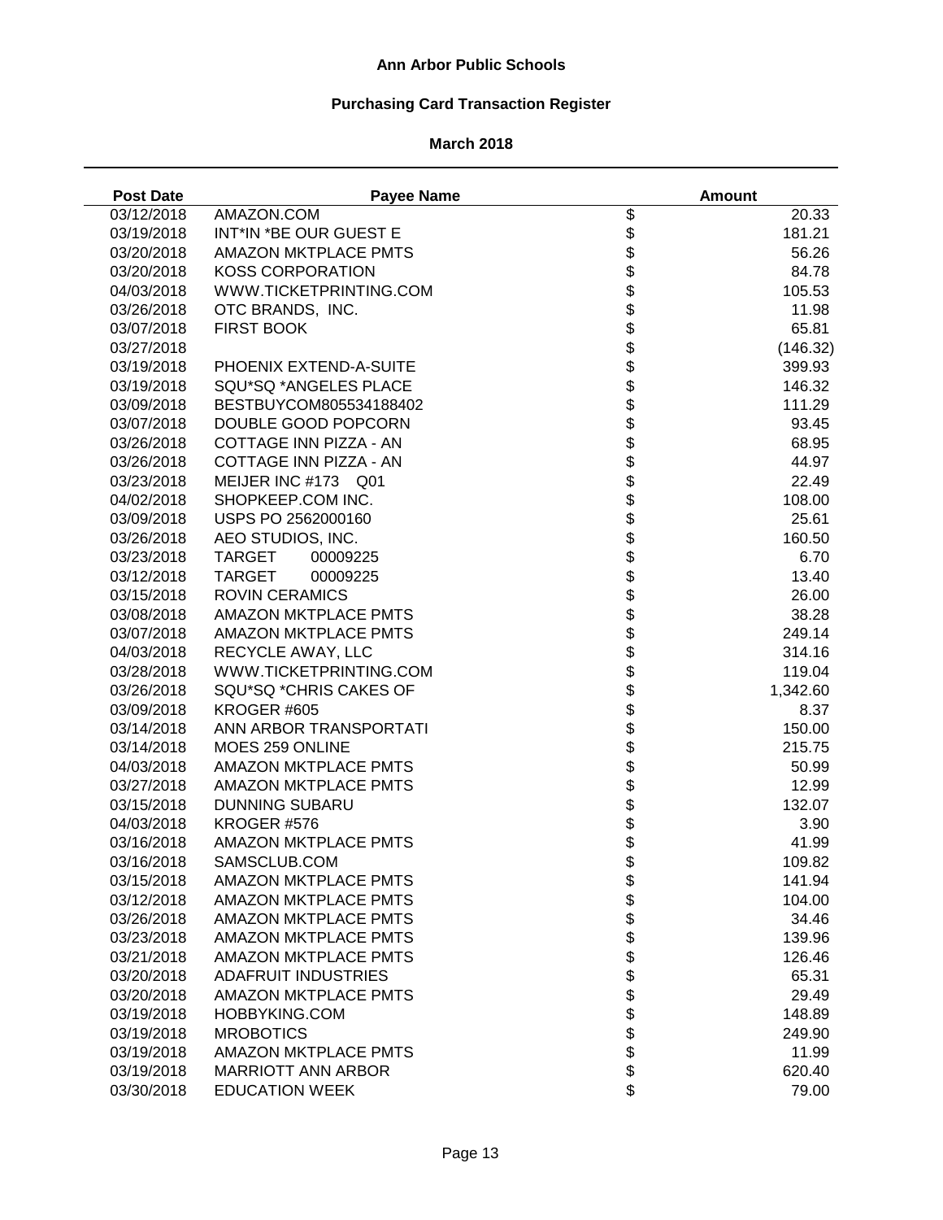# Ann Arbor Public Schools

## Purchasing Card Transaction Register

### March 2018

| Post Date | Payee Name | Amount |
|---|---|---|
| 03/12/2018 | AMAZON.COM | $ 20.33 |
| 03/19/2018 | INT*IN *BE OUR GUEST E | $ 181.21 |
| 03/20/2018 | AMAZON MKTPLACE PMTS | $ 56.26 |
| 03/20/2018 | KOSS CORPORATION | $ 84.78 |
| 04/03/2018 | WWW.TICKETPRINTING.COM | $ 105.53 |
| 03/26/2018 | OTC BRANDS, INC. | $ 11.98 |
| 03/07/2018 | FIRST BOOK | $ 65.81 |
| 03/27/2018 | | $ (146.32) |
| 03/19/2018 | PHOENIX EXTEND-A-SUITE | $ 399.93 |
| 03/19/2018 | SQU*SQ *ANGELES PLACE | $ 146.32 |
| 03/09/2018 | BESTBUYCOM805534188402 | $ 111.29 |
| 03/07/2018 | DOUBLE GOOD POPCORN | $ 93.45 |
| 03/26/2018 | COTTAGE INN PIZZA - AN | $ 68.95 |
| 03/26/2018 | COTTAGE INN PIZZA - AN | $ 44.97 |
| 03/23/2018 | MEIJER INC #173 Q01 | $ 22.49 |
| 04/02/2018 | SHOPKEEP.COM INC. | $ 108.00 |
| 03/09/2018 | USPS PO 2562000160 | $ 25.61 |
| 03/26/2018 | AEO STUDIOS, INC. | $ 160.50 |
| 03/23/2018 | TARGET 00009225 | $ 6.70 |
| 03/12/2018 | TARGET 00009225 | $ 13.40 |
| 03/15/2018 | ROVIN CERAMICS | $ 26.00 |
| 03/08/2018 | AMAZON MKTPLACE PMTS | $ 38.28 |
| 03/07/2018 | AMAZON MKTPLACE PMTS | $ 249.14 |
| 04/03/2018 | RECYCLE AWAY, LLC | $ 314.16 |
| 03/28/2018 | WWW.TICKETPRINTING.COM | $ 119.04 |
| 03/26/2018 | SQU*SQ *CHRIS CAKES OF | $ 1,342.60 |
| 03/09/2018 | KROGER #605 | $ 8.37 |
| 03/14/2018 | ANN ARBOR TRANSPORTATI | $ 150.00 |
| 03/14/2018 | MOES 259 ONLINE | $ 215.75 |
| 04/03/2018 | AMAZON MKTPLACE PMTS | $ 50.99 |
| 03/27/2018 | AMAZON MKTPLACE PMTS | $ 12.99 |
| 03/15/2018 | DUNNING SUBARU | $ 132.07 |
| 04/03/2018 | KROGER #576 | $ 3.90 |
| 03/16/2018 | AMAZON MKTPLACE PMTS | $ 41.99 |
| 03/16/2018 | SAMSCLUB.COM | $ 109.82 |
| 03/15/2018 | AMAZON MKTPLACE PMTS | $ 141.94 |
| 03/12/2018 | AMAZON MKTPLACE PMTS | $ 104.00 |
| 03/26/2018 | AMAZON MKTPLACE PMTS | $ 34.46 |
| 03/23/2018 | AMAZON MKTPLACE PMTS | $ 139.96 |
| 03/21/2018 | AMAZON MKTPLACE PMTS | $ 126.46 |
| 03/20/2018 | ADAFRUIT INDUSTRIES | $ 65.31 |
| 03/20/2018 | AMAZON MKTPLACE PMTS | $ 29.49 |
| 03/19/2018 | HOBBYKING.COM | $ 148.89 |
| 03/19/2018 | MROBOTICS | $ 249.90 |
| 03/19/2018 | AMAZON MKTPLACE PMTS | $ 11.99 |
| 03/19/2018 | MARRIOTT ANN ARBOR | $ 620.40 |
| 03/30/2018 | EDUCATION WEEK | $ 79.00 |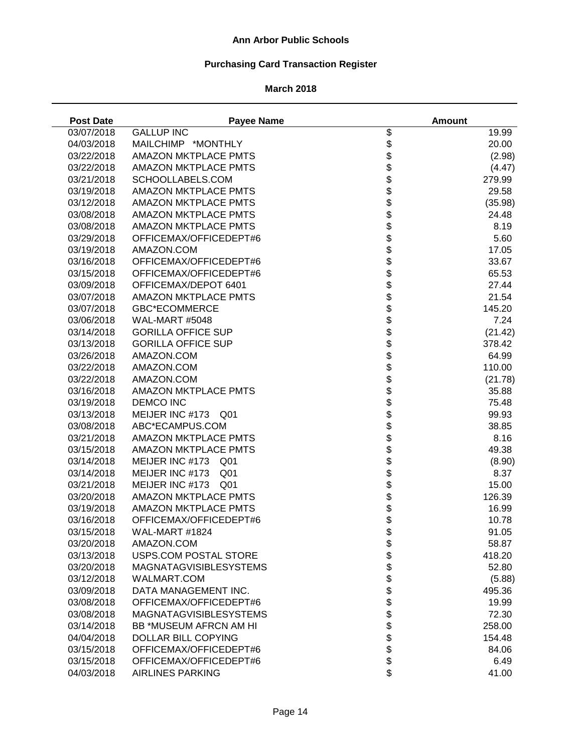# Ann Arbor Public Schools

## Purchasing Card Transaction Register

### March 2018

| Post Date | Payee Name | Amount |
|---|---|---|
| 03/07/2018 | GALLUP INC | $ 19.99 |
| 04/03/2018 | MAILCHIMP *MONTHLY | $ 20.00 |
| 03/22/2018 | AMAZON MKTPLACE PMTS | $ (2.98) |
| 03/22/2018 | AMAZON MKTPLACE PMTS | $ (4.47) |
| 03/21/2018 | SCHOOLLABELS.COM | $ 279.99 |
| 03/19/2018 | AMAZON MKTPLACE PMTS | $ 29.58 |
| 03/12/2018 | AMAZON MKTPLACE PMTS | $ (35.98) |
| 03/08/2018 | AMAZON MKTPLACE PMTS | $ 24.48 |
| 03/08/2018 | AMAZON MKTPLACE PMTS | $ 8.19 |
| 03/29/2018 | OFFICEMAX/OFFICEDEPT#6 | $ 5.60 |
| 03/19/2018 | AMAZON.COM | $ 17.05 |
| 03/16/2018 | OFFICEMAX/OFFICEDEPT#6 | $ 33.67 |
| 03/15/2018 | OFFICEMAX/OFFICEDEPT#6 | $ 65.53 |
| 03/09/2018 | OFFICEMAX/DEPOT 6401 | $ 27.44 |
| 03/07/2018 | AMAZON MKTPLACE PMTS | $ 21.54 |
| 03/07/2018 | GBC*ECOMMERCE | $ 145.20 |
| 03/06/2018 | WAL-MART #5048 | $ 7.24 |
| 03/14/2018 | GORILLA OFFICE SUP | $ (21.42) |
| 03/13/2018 | GORILLA OFFICE SUP | $ 378.42 |
| 03/26/2018 | AMAZON.COM | $ 64.99 |
| 03/22/2018 | AMAZON.COM | $ 110.00 |
| 03/22/2018 | AMAZON.COM | $ (21.78) |
| 03/16/2018 | AMAZON MKTPLACE PMTS | $ 35.88 |
| 03/19/2018 | DEMCO INC | $ 75.48 |
| 03/13/2018 | MEIJER INC #173 Q01 | $ 99.93 |
| 03/08/2018 | ABC*ECAMPUS.COM | $ 38.85 |
| 03/21/2018 | AMAZON MKTPLACE PMTS | $ 8.16 |
| 03/15/2018 | AMAZON MKTPLACE PMTS | $ 49.38 |
| 03/14/2018 | MEIJER INC #173 Q01 | $ (8.90) |
| 03/14/2018 | MEIJER INC #173 Q01 | $ 8.37 |
| 03/21/2018 | MEIJER INC #173 Q01 | $ 15.00 |
| 03/20/2018 | AMAZON MKTPLACE PMTS | $ 126.39 |
| 03/19/2018 | AMAZON MKTPLACE PMTS | $ 16.99 |
| 03/16/2018 | OFFICEMAX/OFFICEDEPT#6 | $ 10.78 |
| 03/15/2018 | WAL-MART #1824 | $ 91.05 |
| 03/20/2018 | AMAZON.COM | $ 58.87 |
| 03/13/2018 | USPS.COM POSTAL STORE | $ 418.20 |
| 03/20/2018 | MAGNATAGVISIBLESYSTEMS | $ 52.80 |
| 03/12/2018 | WALMART.COM | $ (5.88) |
| 03/09/2018 | DATA MANAGEMENT INC. | $ 495.36 |
| 03/08/2018 | OFFICEMAX/OFFICEDEPT#6 | $ 19.99 |
| 03/08/2018 | MAGNATAGVISIBLESYSTEMS | $ 72.30 |
| 03/14/2018 | BB *MUSEUM AFRCN AM HI | $ 258.00 |
| 04/04/2018 | DOLLAR BILL COPYING | $ 154.48 |
| 03/15/2018 | OFFICEMAX/OFFICEDEPT#6 | $ 84.06 |
| 03/15/2018 | OFFICEMAX/OFFICEDEPT#6 | $ 6.49 |
| 04/03/2018 | AIRLINES PARKING | $ 41.00 |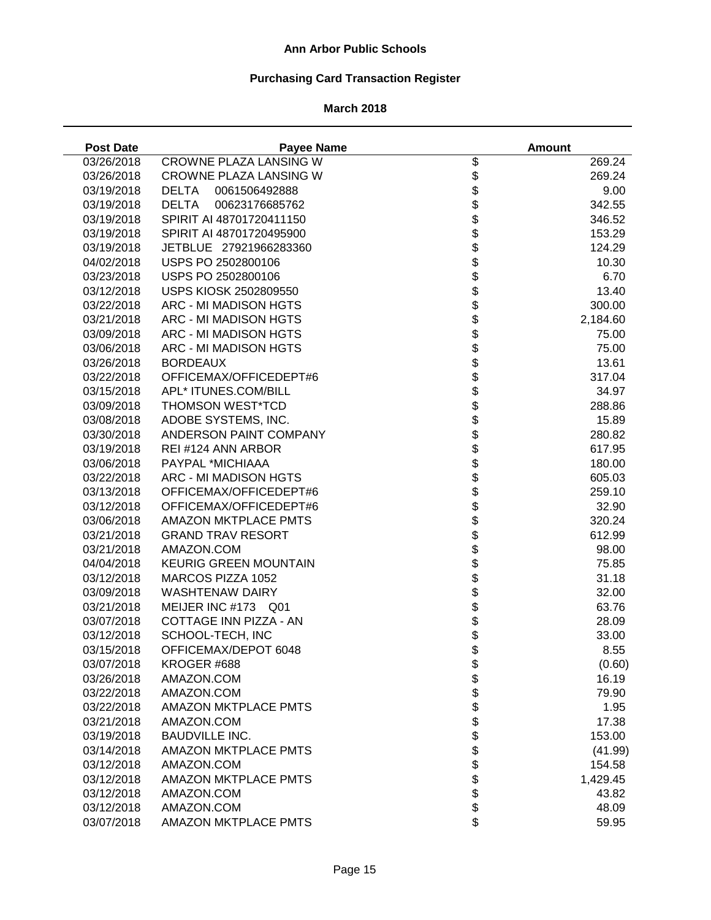# Ann Arbor Public Schools

## Purchasing Card Transaction Register

### March 2018

| Post Date | Payee Name | | Amount |
|---|---|---|---|
| 03/26/2018 | CROWNE PLAZA LANSING W | $ | 269.24 |
| 03/26/2018 | CROWNE PLAZA LANSING W | $ | 269.24 |
| 03/19/2018 | DELTA 0061506492888 | $ | 9.00 |
| 03/19/2018 | DELTA 00623176685762 | $ | 342.55 |
| 03/19/2018 | SPIRIT AI 48701720411150 | $ | 346.52 |
| 03/19/2018 | SPIRIT AI 48701720495900 | $ | 153.29 |
| 03/19/2018 | JETBLUE 27921966283360 | $ | 124.29 |
| 04/02/2018 | USPS PO 2502800106 | $ | 10.30 |
| 03/23/2018 | USPS PO 2502800106 | $ | 6.70 |
| 03/12/2018 | USPS KIOSK 2502809550 | $ | 13.40 |
| 03/22/2018 | ARC - MI MADISON HGTS | $ | 300.00 |
| 03/21/2018 | ARC - MI MADISON HGTS | $ | 2,184.60 |
| 03/09/2018 | ARC - MI MADISON HGTS | $ | 75.00 |
| 03/06/2018 | ARC - MI MADISON HGTS | $ | 75.00 |
| 03/26/2018 | BORDEAUX | $ | 13.61 |
| 03/22/2018 | OFFICEMAX/OFFICEDEPT#6 | $ | 317.04 |
| 03/15/2018 | APL* ITUNES.COM/BILL | $ | 34.97 |
| 03/09/2018 | THOMSON WEST*TCD | $ | 288.86 |
| 03/08/2018 | ADOBE SYSTEMS, INC. | $ | 15.89 |
| 03/30/2018 | ANDERSON PAINT COMPANY | $ | 280.82 |
| 03/19/2018 | REI #124 ANN ARBOR | $ | 617.95 |
| 03/06/2018 | PAYPAL *MICHIAAA | $ | 180.00 |
| 03/22/2018 | ARC - MI MADISON HGTS | $ | 605.03 |
| 03/13/2018 | OFFICEMAX/OFFICEDEPT#6 | $ | 259.10 |
| 03/12/2018 | OFFICEMAX/OFFICEDEPT#6 | $ | 32.90 |
| 03/06/2018 | AMAZON MKTPLACE PMTS | $ | 320.24 |
| 03/21/2018 | GRAND TRAV RESORT | $ | 612.99 |
| 03/21/2018 | AMAZON.COM | $ | 98.00 |
| 04/04/2018 | KEURIG GREEN MOUNTAIN | $ | 75.85 |
| 03/12/2018 | MARCOS PIZZA 1052 | $ | 31.18 |
| 03/09/2018 | WASHTENAW DAIRY | $ | 32.00 |
| 03/21/2018 | MEIJER INC #173 Q01 | $ | 63.76 |
| 03/07/2018 | COTTAGE INN PIZZA - AN | $ | 28.09 |
| 03/12/2018 | SCHOOL-TECH, INC | $ | 33.00 |
| 03/15/2018 | OFFICEMAX/DEPOT 6048 | $ | 8.55 |
| 03/07/2018 | KROGER #688 | $ | (0.60) |
| 03/26/2018 | AMAZON.COM | $ | 16.19 |
| 03/22/2018 | AMAZON.COM | $ | 79.90 |
| 03/22/2018 | AMAZON MKTPLACE PMTS | $ | 1.95 |
| 03/21/2018 | AMAZON.COM | $ | 17.38 |
| 03/19/2018 | BAUDVILLE INC. | $ | 153.00 |
| 03/14/2018 | AMAZON MKTPLACE PMTS | $ | (41.99) |
| 03/12/2018 | AMAZON.COM | $ | 154.58 |
| 03/12/2018 | AMAZON MKTPLACE PMTS | $ | 1,429.45 |
| 03/12/2018 | AMAZON.COM | $ | 43.82 |
| 03/12/2018 | AMAZON.COM | $ | 48.09 |
| 03/07/2018 | AMAZON MKTPLACE PMTS | $ | 59.95 |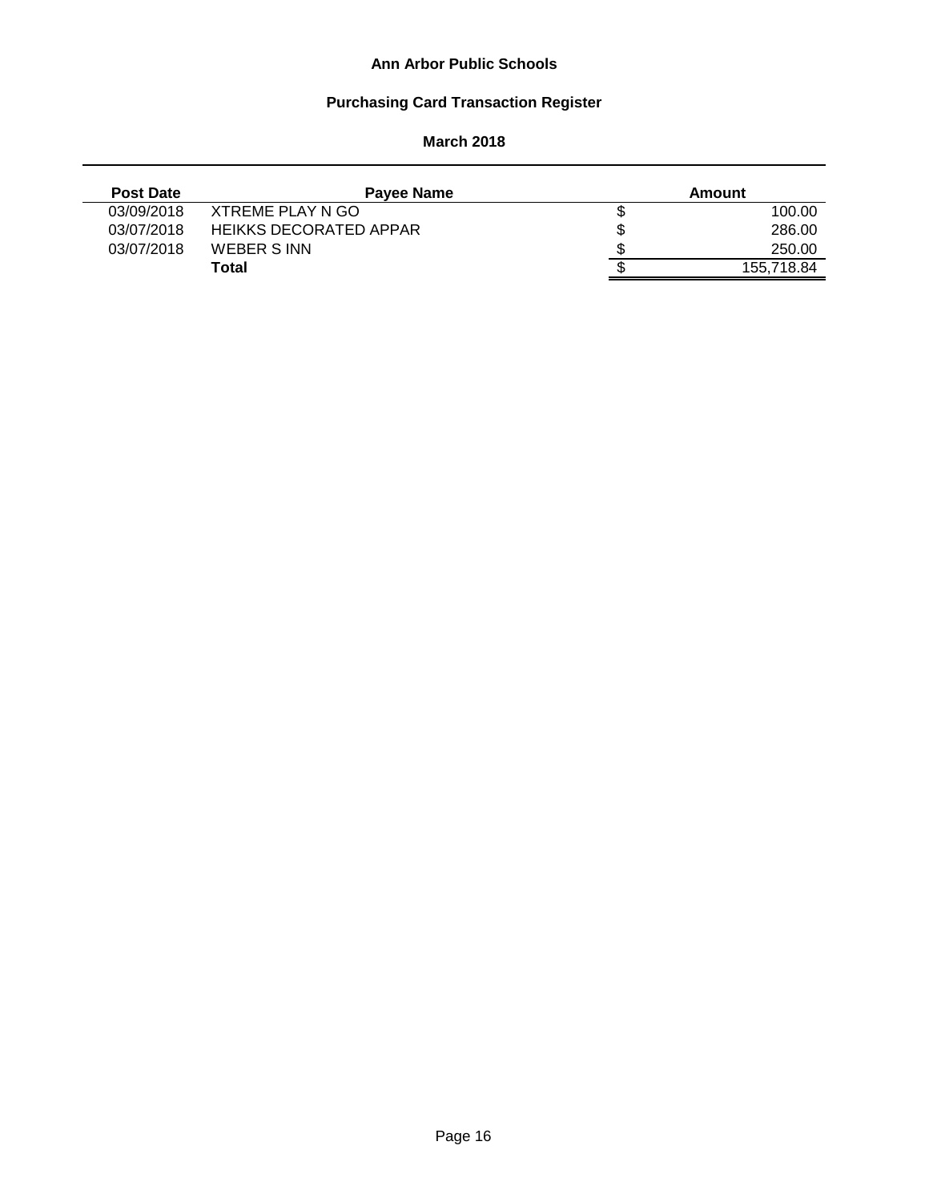**Ann Arbor Public Schools**

**Purchasing Card Transaction Register**

**March 2018**

| Post Date | Payee Name | Amount |
|---|---|---|
| 03/09/2018 | XTREME PLAY N GO | $ 100.00 |
| 03/07/2018 | HEIKKS DECORATED APPAR | $ 286.00 |
| 03/07/2018 | WEBER S INN | $ 250.00 |
| | **Total** | $ 155,718.84 |